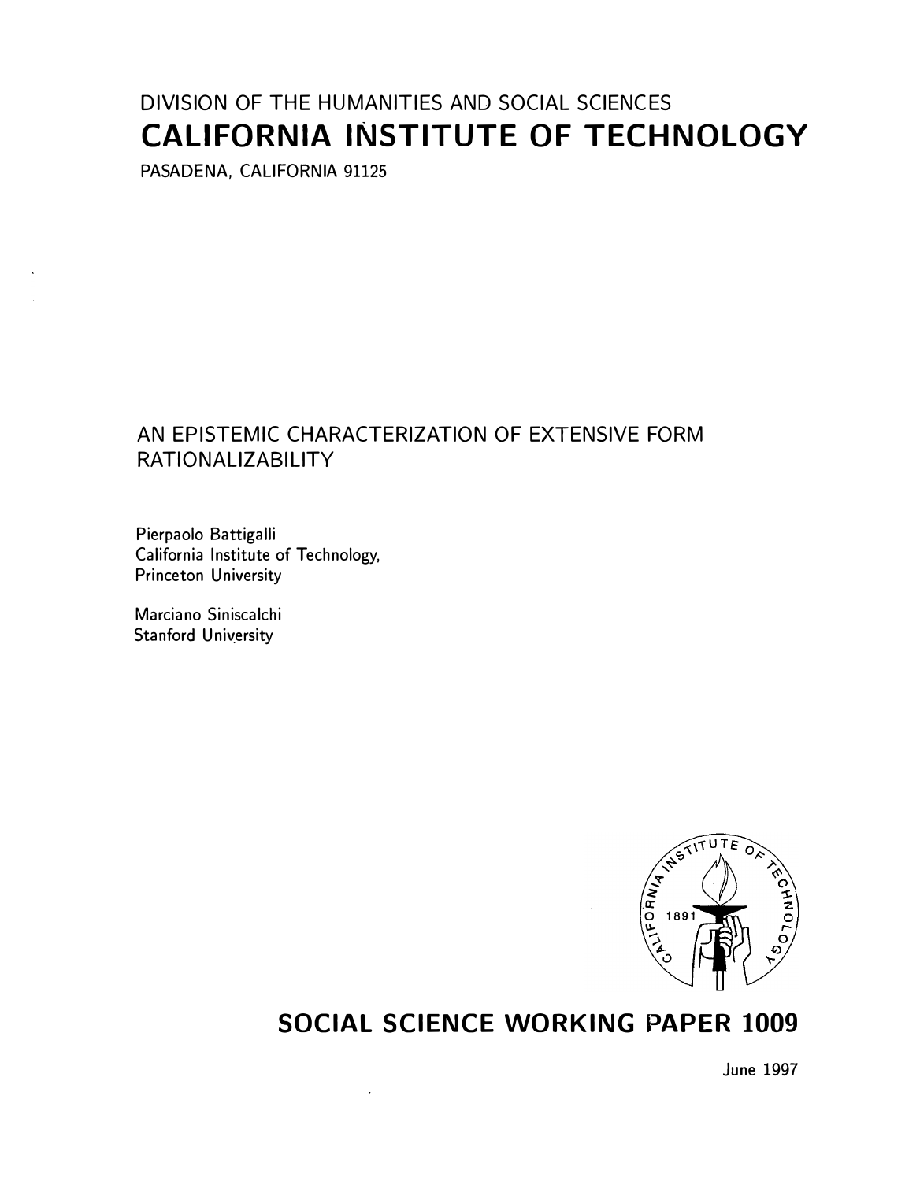DIVISION OF THE HUMANITIES AND SOCIAL SCIENCES

# CALIFORNIA INSTITUTE OF TECHNOLOGY

PASADENA, CALIFORNIA 91125

## AN EPISTEMIC CHARACTERIZATION OF EXTENSIVE FORM RATIONALIZABILITY

Pierpaolo Battigalli
California Institute of Technology,
Princeton University

Marciano Siniscalchi
Stanford University

## SOCIAL SCIENCE WORKING PAPER 1009

June 1997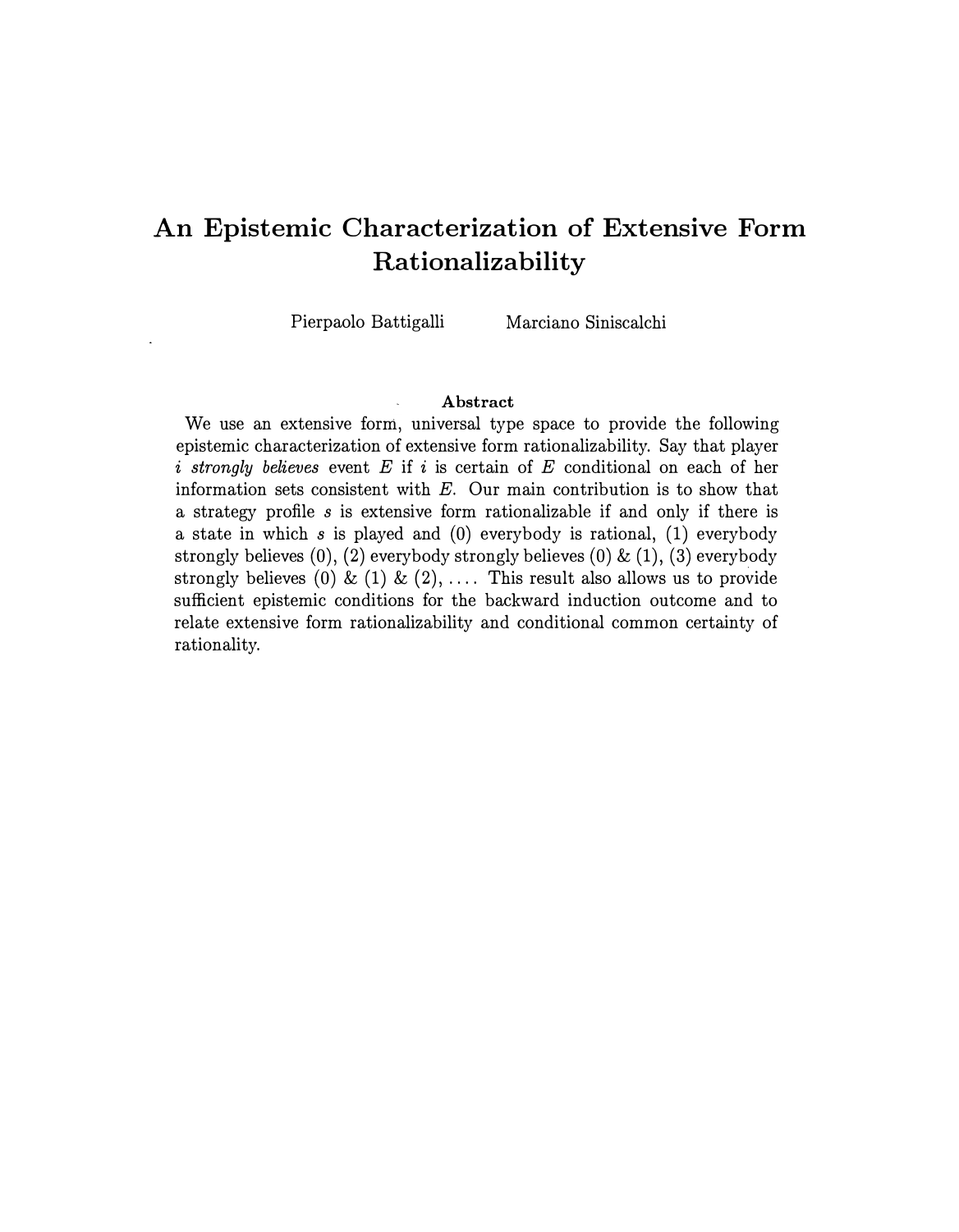# An Epistemic Characterization of Extensive Form Rationalizability

Pierpaolo Battigalli  Marciano Siniscalchi

**Abstract**

We use an extensive form, universal type space to provide the following epistemic characterization of extensive form rationalizability. Say that player $i$ *strongly believes* event $E$ if $i$ is certain of $E$ conditional on each of her information sets consistent with $E$. Our main contribution is to show that a strategy profile $s$ is extensive form rationalizable if and only if there is a state in which $s$ is played and (0) everybody is rational, (1) everybody strongly believes (0), (2) everybody strongly believes (0) & (1), (3) everybody strongly believes (0) & (1) & (2), .... This result also allows us to provide sufficient epistemic conditions for the backward induction outcome and to relate extensive form rationalizability and conditional common certainty of rationality.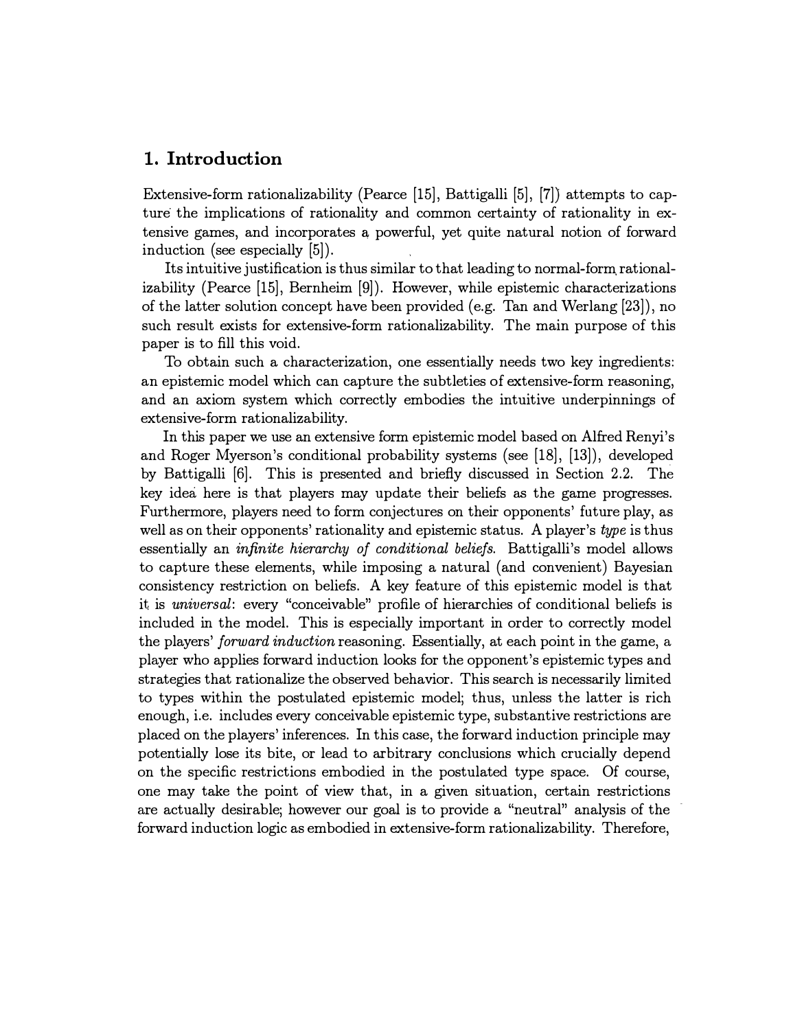# 1. Introduction

Extensive-form rationalizability (Pearce [15], Battigalli [5], [7]) attempts to capture the implications of rationality and common certainty of rationality in extensive games, and incorporates a powerful, yet quite natural notion of forward induction (see especially [5]).

Its intuitive justification is thus similar to that leading to normal-form rationalizability (Pearce [15], Bernheim [9]). However, while epistemic characterizations of the latter solution concept have been provided (e.g. Tan and Werlang [23]), no such result exists for extensive-form rationalizability. The main purpose of this paper is to fill this void.

To obtain such a characterization, one essentially needs two key ingredients: an epistemic model which can capture the subtleties of extensive-form reasoning, and an axiom system which correctly embodies the intuitive underpinnings of extensive-form rationalizability.

In this paper we use an extensive form epistemic model based on Alfred Renyi's and Roger Myerson's conditional probability systems (see [18], [13]), developed by Battigalli [6]. This is presented and briefly discussed in Section 2.2. The key idea here is that players may update their beliefs as the game progresses. Furthermore, players need to form conjectures on their opponents' future play, as well as on their opponents' rationality and epistemic status. A player's *type* is thus essentially an *infinite hierarchy of conditional beliefs*. Battigalli's model allows to capture these elements, while imposing a natural (and convenient) Bayesian consistency restriction on beliefs. A key feature of this epistemic model is that it is *universal*: every "conceivable" profile of hierarchies of conditional beliefs is included in the model. This is especially important in order to correctly model the players' *forward induction* reasoning. Essentially, at each point in the game, a player who applies forward induction looks for the opponent's epistemic types and strategies that rationalize the observed behavior. This search is necessarily limited to types within the postulated epistemic model; thus, unless the latter is rich enough, i.e. includes every conceivable epistemic type, substantive restrictions are placed on the players' inferences. In this case, the forward induction principle may potentially lose its bite, or lead to arbitrary conclusions which crucially depend on the specific restrictions embodied in the postulated type space. Of course, one may take the point of view that, in a given situation, certain restrictions are actually desirable; however our goal is to provide a "neutral" analysis of the forward induction logic as embodied in extensive-form rationalizability. Therefore,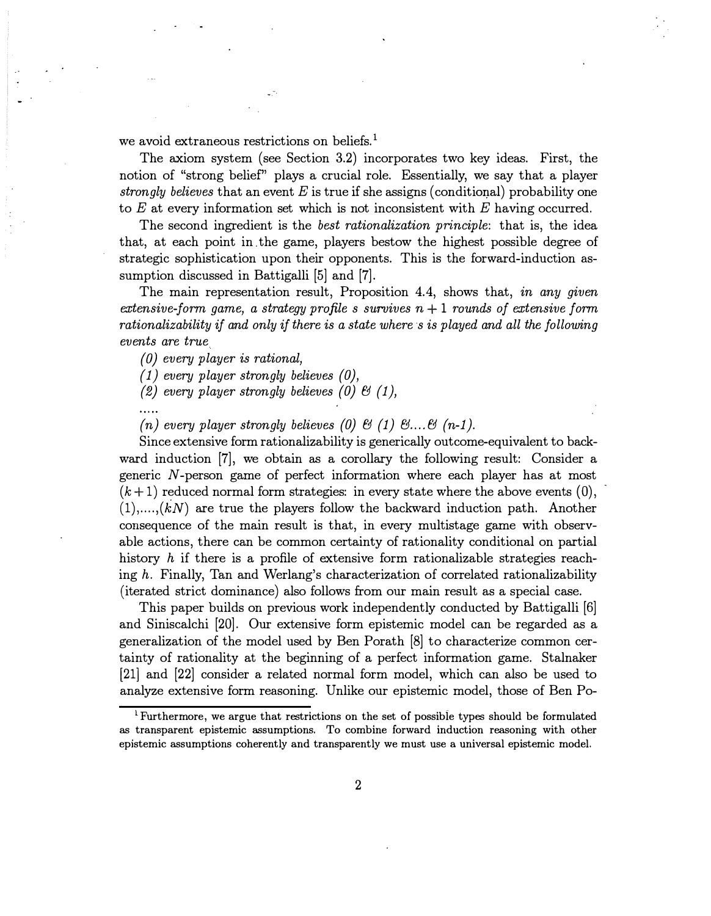we avoid extraneous restrictions on beliefs.[1]

The axiom system (see Section 3.2) incorporates two key ideas. First, the notion of "strong belief" plays a crucial role. Essentially, we say that a player *strongly believes* that an event $E$ is true if she assigns (conditional) probability one to $E$ at every information set which is not inconsistent with $E$ having occurred.

The second ingredient is the *best rationalization principle*: that is, the idea that, at each point in the game, players bestow the highest possible degree of strategic sophistication upon their opponents. This is the forward-induction assumption discussed in Battigalli [5] and [7].

The main representation result, Proposition 4.4, shows that, *in any given extensive-form game, a strategy profile $s$ survives $n+1$ rounds of extensive form rationalizability if and only if there is a state where $s$ is played and all the following events are true*

*(0) every player is rational,*

*(1) every player strongly believes (0),*

*(2) every player strongly believes (0) & (1),*

.....

*(n) every player strongly believes (0) & (1) &.... & (n-1).*

Since extensive form rationalizability is generically outcome-equivalent to backward induction [7], we obtain as a corollary the following result: Consider a generic $N$-person game of perfect information where each player has at most $(k+1)$ reduced normal form strategies: in every state where the above events (0), (1),....,($kN$) are true the players follow the backward induction path. Another consequence of the main result is that, in every multistage game with observable actions, there can be common certainty of rationality conditional on partial history $h$ if there is a profile of extensive form rationalizable strategies reaching $h$. Finally, Tan and Werlang's characterization of correlated rationalizability (iterated strict dominance) also follows from our main result as a special case.

This paper builds on previous work independently conducted by Battigalli [6] and Siniscalchi [20]. Our extensive form epistemic model can be regarded as a generalization of the model used by Ben Porath [8] to characterize common certainty of rationality at the beginning of a perfect information game. Stalnaker [21] and [22] consider a related normal form model, which can also be used to analyze extensive form reasoning. Unlike our epistemic model, those of Ben Po-

[1] Furthermore, we argue that restrictions on the set of possible types should be formulated as transparent epistemic assumptions. To combine forward induction reasoning with other epistemic assumptions coherently and transparently we must use a universal epistemic model.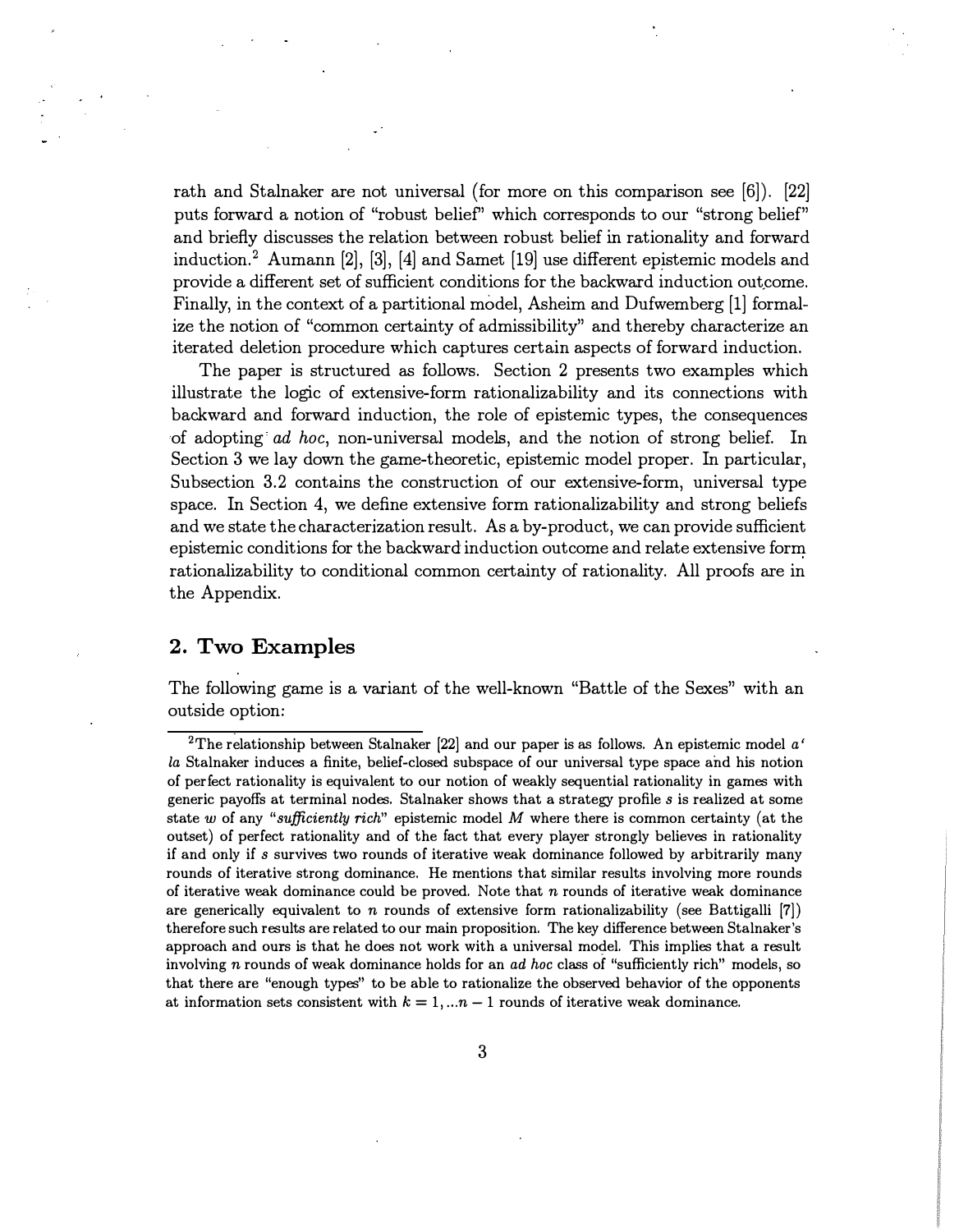rath and Stalnaker are not universal (for more on this comparison see [6]). [22] puts forward a notion of "robust belief" which corresponds to our "strong belief" and briefly discusses the relation between robust belief in rationality and forward induction.[2] Aumann [2], [3], [4] and Samet [19] use different epistemic models and provide a different set of sufficient conditions for the backward induction outcome. Finally, in the context of a partitional model, Asheim and Dufwemberg [1] formalize the notion of "common certainty of admissibility" and thereby characterize an iterated deletion procedure which captures certain aspects of forward induction.

The paper is structured as follows. Section 2 presents two examples which illustrate the logic of extensive-form rationalizability and its connections with backward and forward induction, the role of epistemic types, the consequences of adopting *ad hoc*, non-universal models, and the notion of strong belief. In Section 3 we lay down the game-theoretic, epistemic model proper. In particular, Subsection 3.2 contains the construction of our extensive-form, universal type space. In Section 4, we define extensive form rationalizability and strong beliefs and we state the characterization result. As a by-product, we can provide sufficient epistemic conditions for the backward induction outcome and relate extensive form rationalizability to conditional common certainty of rationality. All proofs are in the Appendix.

## 2. Two Examples

The following game is a variant of the well-known "Battle of the Sexes" with an outside option:

[2] The relationship between Stalnaker [22] and our paper is as follows. An epistemic model *a' la* Stalnaker induces a finite, belief-closed subspace of our universal type space and his notion of perfect rationality is equivalent to our notion of weakly sequential rationality in games with generic payoffs at terminal nodes. Stalnaker shows that a strategy profile $s$ is realized at some state $w$ of any *"sufficiently rich"* epistemic model $M$ where there is common certainty (at the outset) of perfect rationality and of the fact that every player strongly believes in rationality if and only if $s$ survives two rounds of iterative weak dominance followed by arbitrarily many rounds of iterative strong dominance. He mentions that similar results involving more rounds of iterative weak dominance could be proved. Note that $n$ rounds of iterative weak dominance are generically equivalent to $n$ rounds of extensive form rationalizability (see Battigalli [7]) therefore such results are related to our main proposition. The key difference between Stalnaker's approach and ours is that he does not work with a universal model. This implies that a result involving $n$ rounds of weak dominance holds for an *ad hoc* class of "sufficiently rich" models, so that there are "enough types" to be able to rationalize the observed behavior of the opponents at information sets consistent with $k = 1, ...n - 1$ rounds of iterative weak dominance.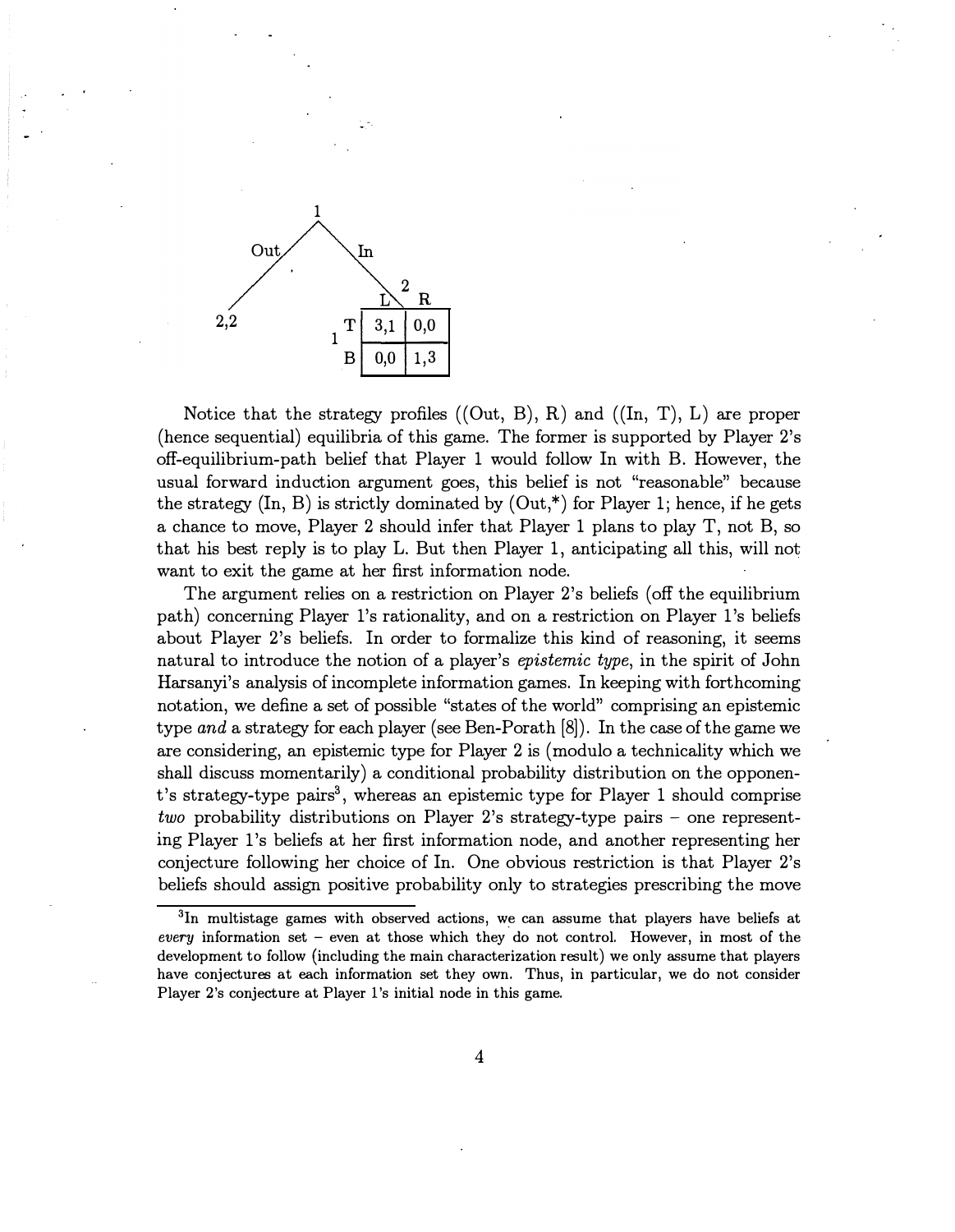Notice that the strategy profiles ((Out, B), R) and ((In, T), L) are proper (hence sequential) equilibria of this game. The former is supported by Player 2's off-equilibrium-path belief that Player 1 would follow In with B. However, the usual forward induction argument goes, this belief is not "reasonable" because the strategy (In, B) is strictly dominated by (Out,*) for Player 1; hence, if he gets a chance to move, Player 2 should infer that Player 1 plans to play T, not B, so that his best reply is to play L. But then Player 1, anticipating all this, will not want to exit the game at her first information node.

The argument relies on a restriction on Player 2's beliefs (off the equilibrium path) concerning Player 1's rationality, and on a restriction on Player 1's beliefs about Player 2's beliefs. In order to formalize this kind of reasoning, it seems natural to introduce the notion of a player's *epistemic type*, in the spirit of John Harsanyi's analysis of incomplete information games. In keeping with forthcoming notation, we define a set of possible "states of the world" comprising an epistemic type *and* a strategy for each player (see Ben-Porath [8]). In the case of the game we are considering, an epistemic type for Player 2 is (modulo a technicality which we shall discuss momentarily) a conditional probability distribution on the opponent's strategy-type pairs[3], whereas an epistemic type for Player 1 should comprise *two* probability distributions on Player 2's strategy-type pairs – one representing Player 1's beliefs at her first information node, and another representing her conjecture following her choice of In. One obvious restriction is that Player 2's beliefs should assign positive probability only to strategies prescribing the move

[3] In multistage games with observed actions, we can assume that players have beliefs at *every* information set – even at those which they do not control. However, in most of the development to follow (including the main characterization result) we only assume that players have conjectures at each information set they own. Thus, in particular, we do not consider Player 2's conjecture at Player 1's initial node in this game.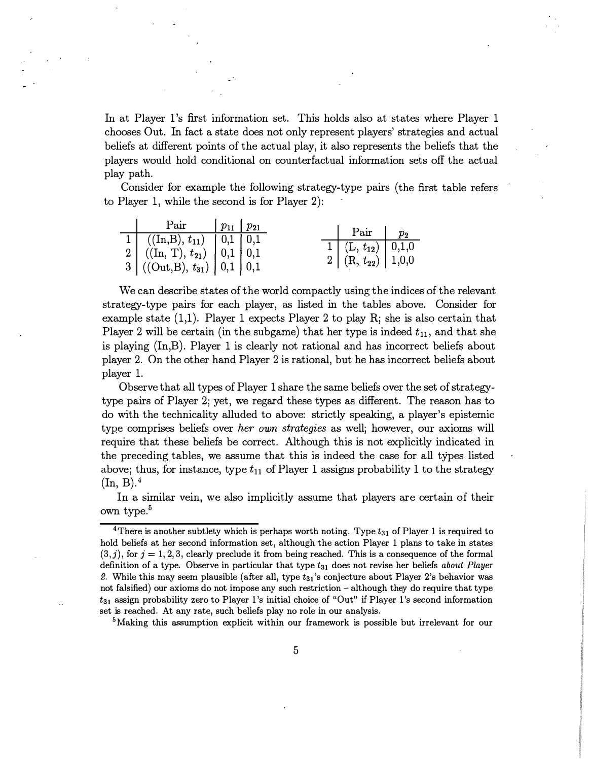In at Player 1's first information set. This holds also at states where Player 1 chooses Out. In fact a state does not only represent players' strategies and actual beliefs at different points of the actual play, it also represents the beliefs that the players would hold conditional on counterfactual information sets off the actual play path.

Consider for example the following strategy-type pairs (the first table refers to Player 1, while the second is for Player 2):

| | Pair | $p_{11}$ | $p_{21}$ |
|---|---|---|---|
| 1 | ((In,B), $t_{11}$) | 0,1 | 0,1 |
| 2 | ((In, T), $t_{21}$) | 0,1 | 0,1 |
| 3 | ((Out,B), $t_{31}$) | 0,1 | 0,1 |

| | Pair | $p_2$ |
|---|---|---|
| 1 | (L, $t_{12}$) | 0,1,0 |
| 2 | (R, $t_{22}$) | 1,0,0 |

We can describe states of the world compactly using the indices of the relevant strategy-type pairs for each player, as listed in the tables above. Consider for example state (1,1). Player 1 expects Player 2 to play R; she is also certain that Player 2 will be certain (in the subgame) that her type is indeed $t_{11}$, and that she is playing (In,B). Player 1 is clearly not rational and has incorrect beliefs about player 2. On the other hand Player 2 is rational, but he has incorrect beliefs about player 1.

Observe that all types of Player 1 share the same beliefs over the set of strategy-type pairs of Player 2; yet, we regard these types as different. The reason has to do with the technicality alluded to above: strictly speaking, a player's epistemic type comprises beliefs over *her own strategies* as well; however, our axioms will require that these beliefs be correct. Although this is not explicitly indicated in the preceding tables, we assume that this is indeed the case for all types listed above; thus, for instance, type $t_{11}$ of Player 1 assigns probability 1 to the strategy (In, B).[4]

In a similar vein, we also implicitly assume that players are certain of their own type.[5]

[4] There is another subtlety which is perhaps worth noting. Type $t_{31}$ of Player 1 is required to hold beliefs at her second information set, although the action Player 1 plans to take in states $(3, j)$, for $j = 1, 2, 3$, clearly preclude it from being reached. This is a consequence of the formal definition of a type. Observe in particular that type $t_{31}$ does not revise her beliefs *about Player 2*. While this may seem plausible (after all, type $t_{31}$'s conjecture about Player 2's behavior was not falsified) our axioms do not impose any such restriction – although they do require that type $t_{31}$ assign probability zero to Player 1's initial choice of "Out" if Player 1's second information set is reached. At any rate, such beliefs play no role in our analysis.

[5] Making this assumption explicit within our framework is possible but irrelevant for our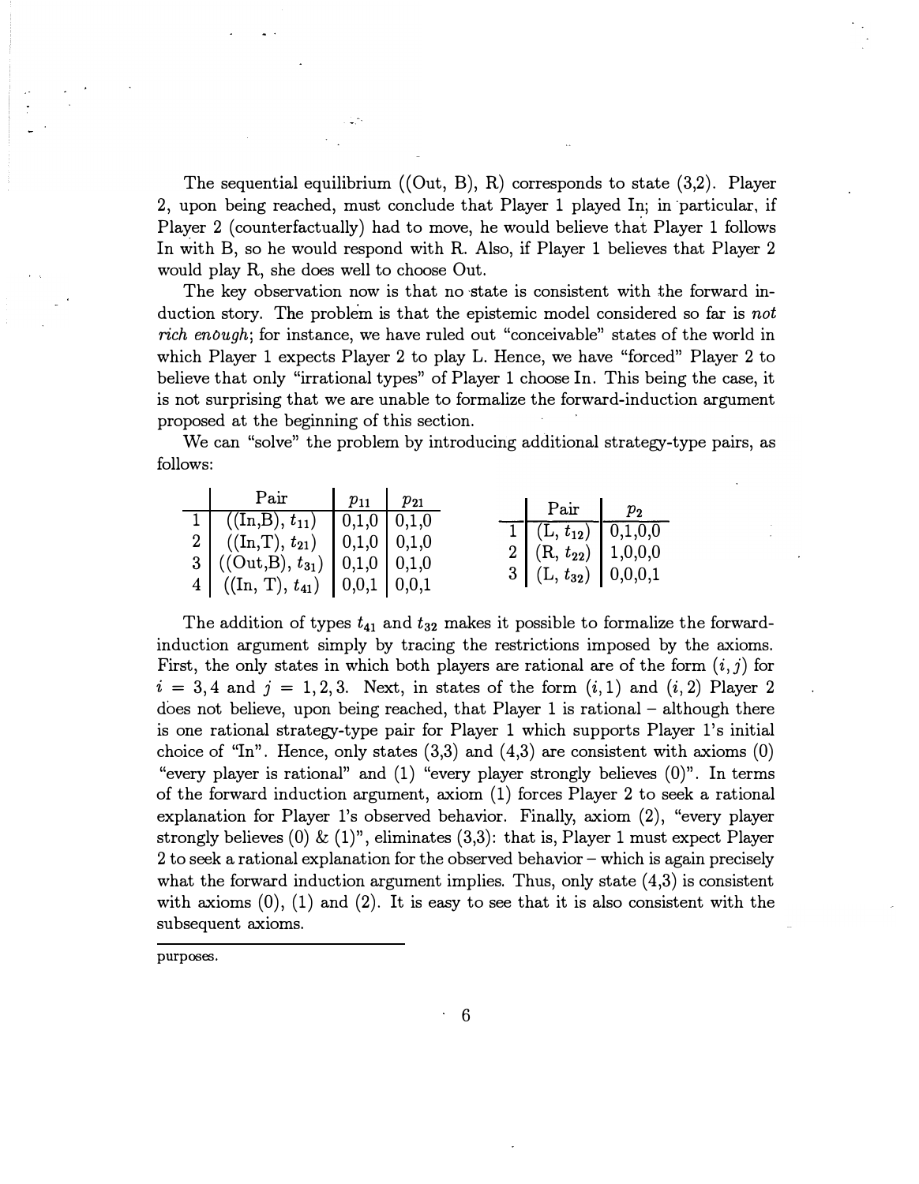The sequential equilibrium ((Out, B), R) corresponds to state (3,2). Player 2, upon being reached, must conclude that Player 1 played In; in particular, if Player 2 (counterfactually) had to move, he would believe that Player 1 follows In with B, so he would respond with R. Also, if Player 1 believes that Player 2 would play R, she does well to choose Out.

The key observation now is that no state is consistent with the forward induction story. The problem is that the epistemic model considered so far is *not rich enough*; for instance, we have ruled out "conceivable" states of the world in which Player 1 expects Player 2 to play L. Hence, we have "forced" Player 2 to believe that only "irrational types" of Player 1 choose In. This being the case, it is not surprising that we are unable to formalize the forward-induction argument proposed at the beginning of this section.

We can "solve" the problem by introducing additional strategy-type pairs, as follows:

| | Pair | $p_{11}$ | $p_{21}$ |
|---|---|---|---|
| 1 | ((In,B), $t_{11}$) | 0,1,0 | 0,1,0 |
| 2 | ((In,T), $t_{21}$) | 0,1,0 | 0,1,0 |
| 3 | ((Out,B), $t_{31}$) | 0,1,0 | 0,1,0 |
| 4 | ((In, T), $t_{41}$) | 0,0,1 | 0,0,1 |

| | Pair | $p_2$ |
|---|---|---|
| 1 | (L, $t_{12}$) | 0,1,0,0 |
| 2 | (R, $t_{22}$) | 1,0,0,0 |
| 3 | (L, $t_{32}$) | 0,0,0,1 |

The addition of types $t_{41}$ and $t_{32}$ makes it possible to formalize the forward-induction argument simply by tracing the restrictions imposed by the axioms. First, the only states in which both players are rational are of the form $(i, j)$ for $i = 3, 4$ and $j = 1, 2, 3$. Next, in states of the form $(i, 1)$ and $(i, 2)$ Player 2 does not believe, upon being reached, that Player 1 is rational – although there is one rational strategy-type pair for Player 1 which supports Player 1's initial choice of "In". Hence, only states (3,3) and (4,3) are consistent with axioms (0) "every player is rational" and (1) "every player strongly believes (0)". In terms of the forward induction argument, axiom (1) forces Player 2 to seek a rational explanation for Player 1's observed behavior. Finally, axiom (2), "every player strongly believes (0) & (1)", eliminates (3,3): that is, Player 1 must expect Player 2 to seek a rational explanation for the observed behavior – which is again precisely what the forward induction argument implies. Thus, only state (4,3) is consistent with axioms (0), (1) and (2). It is easy to see that it is also consistent with the subsequent axioms.

purposes.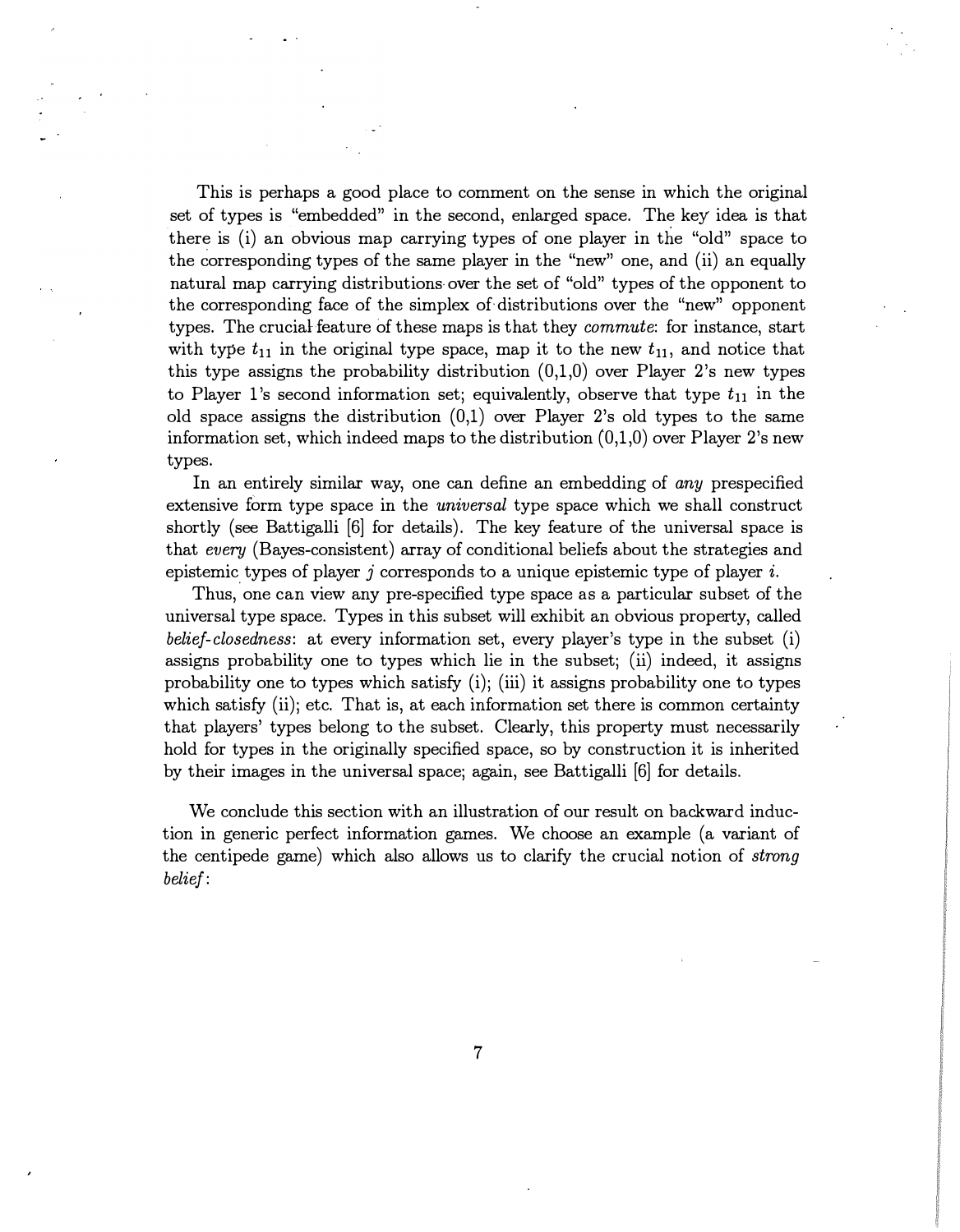This is perhaps a good place to comment on the sense in which the original set of types is "embedded" in the second, enlarged space. The key idea is that there is (i) an obvious map carrying types of one player in the "old" space to the corresponding types of the same player in the "new" one, and (ii) an equally natural map carrying distributions over the set of "old" types of the opponent to the corresponding face of the simplex of distributions over the "new" opponent types. The crucial feature of these maps is that they *commute*: for instance, start with type $t_{11}$ in the original type space, map it to the new $t_{11}$, and notice that this type assigns the probability distribution (0,1,0) over Player 2's new types to Player 1's second information set; equivalently, observe that type $t_{11}$ in the old space assigns the distribution (0,1) over Player 2's old types to the same information set, which indeed maps to the distribution (0,1,0) over Player 2's new types.

In an entirely similar way, one can define an embedding of *any* prespecified extensive form type space in the *universal* type space which we shall construct shortly (see Battigalli [6] for details). The key feature of the universal space is that *every* (Bayes-consistent) array of conditional beliefs about the strategies and epistemic types of player $j$ corresponds to a unique epistemic type of player $i$.

Thus, one can view any pre-specified type space as a particular subset of the universal type space. Types in this subset will exhibit an obvious property, called *belief-closedness*: at every information set, every player's type in the subset (i) assigns probability one to types which lie in the subset; (ii) indeed, it assigns probability one to types which satisfy (i); (iii) it assigns probability one to types which satisfy (ii); etc. That is, at each information set there is common certainty that players' types belong to the subset. Clearly, this property must necessarily hold for types in the originally specified space, so by construction it is inherited by their images in the universal space; again, see Battigalli [6] for details.

We conclude this section with an illustration of our result on backward induction in generic perfect information games. We choose an example (a variant of the centipede game) which also allows us to clarify the crucial notion of *strong belief*: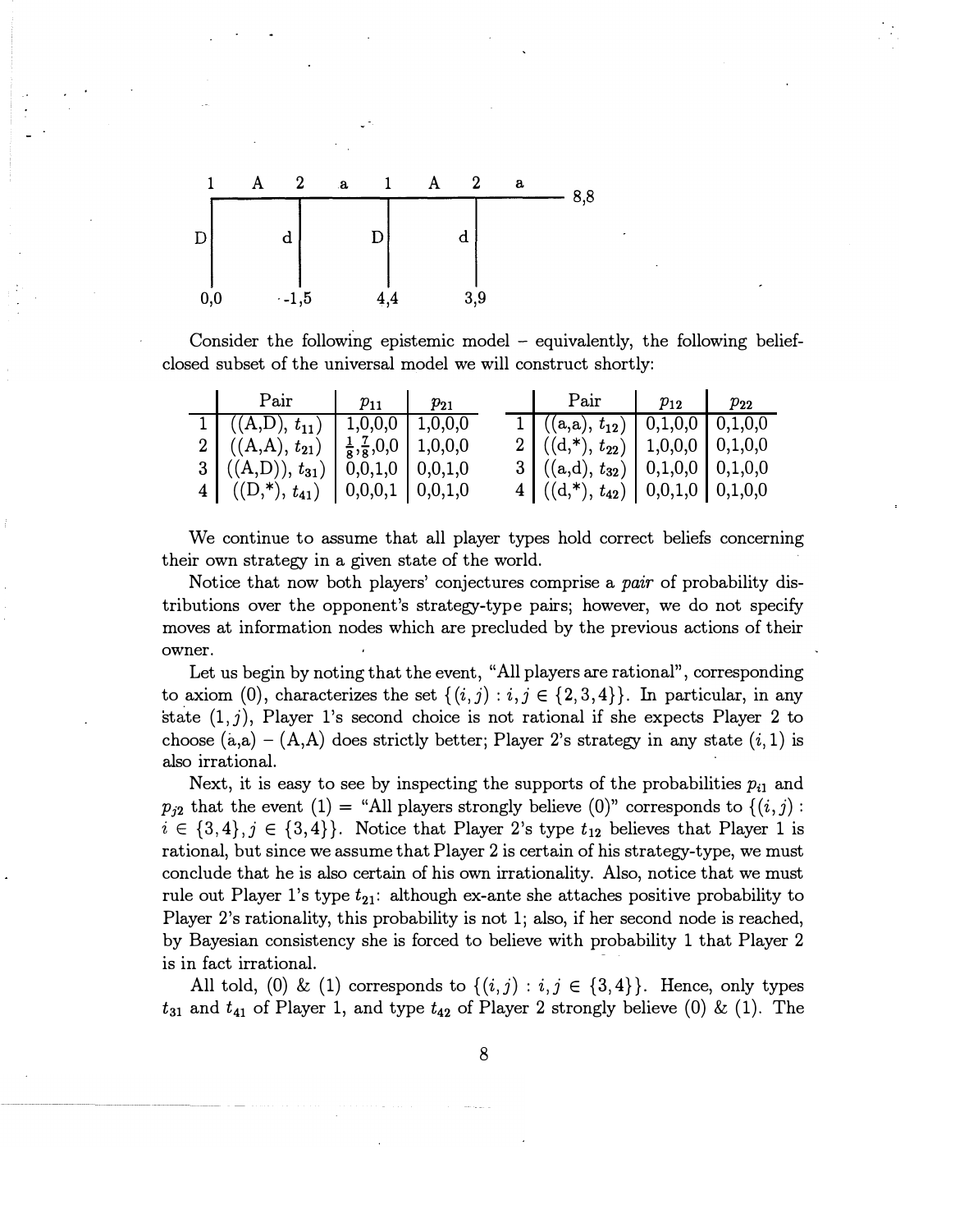1 A 2 a 1 A 2 a — 8,8

D: 0,0 d: -1,5 D: 4,4 d: 3,9

Consider the following epistemic model – equivalently, the following belief-closed subset of the universal model we will construct shortly:

| | Pair | $p_{11}$ | $p_{21}$ |
|---|---|---|---|
| 1 | ((A,D), $t_{11}$) | 1,0,0,0 | 1,0,0,0 |
| 2 | ((A,A), $t_{21}$) | $\frac{1}{8}$,$\frac{7}{8}$,0,0 | 1,0,0,0 |
| 3 | ((A,D)), $t_{31}$) | 0,0,1,0 | 0,0,1,0 |
| 4 | ((D,*), $t_{41}$) | 0,0,0,1 | 0,0,1,0 |

| | Pair | $p_{12}$ | $p_{22}$ |
|---|---|---|---|
| 1 | ((a,a), $t_{12}$) | 0,1,0,0 | 0,1,0,0 |
| 2 | ((d,*), $t_{22}$) | 1,0,0,0 | 0,1,0,0 |
| 3 | ((a,d), $t_{32}$) | 0,1,0,0 | 0,1,0,0 |
| 4 | ((d,*), $t_{42}$) | 0,0,1,0 | 0,1,0,0 |

We continue to assume that all player types hold correct beliefs concerning their own strategy in a given state of the world.

Notice that now both players' conjectures comprise a *pair* of probability distributions over the opponent's strategy-type pairs; however, we do not specify moves at information nodes which are precluded by the previous actions of their owner.

Let us begin by noting that the event, "All players are rational", corresponding to axiom (0), characterizes the set $\{(i,j) : i,j \in \{2,3,4\}\}$. In particular, in any state $(1,j)$, Player 1's second choice is not rational if she expects Player 2 to choose (a,a) – (A,A) does strictly better; Player 2's strategy in any state $(i,1)$ is also irrational.

Next, it is easy to see by inspecting the supports of the probabilities $p_{i1}$ and $p_{j2}$ that the event (1) = "All players strongly believe (0)" corresponds to $\{(i,j) : i \in \{3,4\}, j \in \{3,4\}\}$. Notice that Player 2's type $t_{12}$ believes that Player 1 is rational, but since we assume that Player 2 is certain of his strategy-type, we must conclude that he is also certain of his own irrationality. Also, notice that we must rule out Player 1's type $t_{21}$: although ex-ante she attaches positive probability to Player 2's rationality, this probability is not 1; also, if her second node is reached, by Bayesian consistency she is forced to believe with probability 1 that Player 2 is in fact irrational.

All told, (0) & (1) corresponds to $\{(i,j) : i,j \in \{3,4\}\}$. Hence, only types $t_{31}$ and $t_{41}$ of Player 1, and type $t_{42}$ of Player 2 strongly believe (0) & (1). The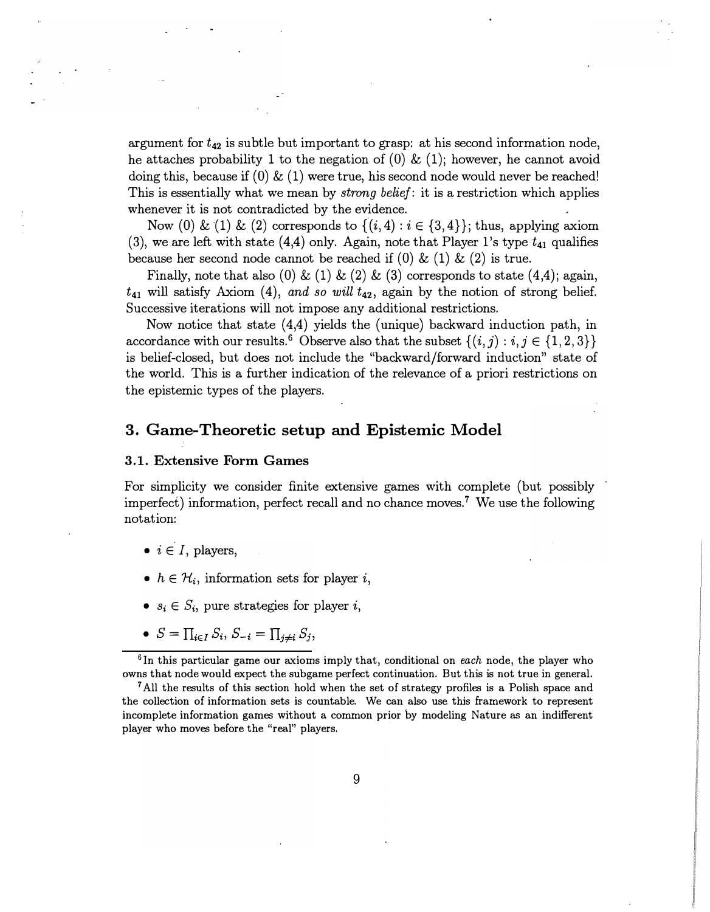argument for $t_{42}$ is subtle but important to grasp: at his second information node, he attaches probability 1 to the negation of (0) & (1); however, he cannot avoid doing this, because if (0) & (1) were true, his second node would never be reached! This is essentially what we mean by *strong belief*: it is a restriction which applies whenever it is not contradicted by the evidence.

Now (0) & (1) & (2) corresponds to $\{(i,4) : i \in \{3,4\}\}$; thus, applying axiom (3), we are left with state (4,4) only. Again, note that Player 1's type $t_{41}$ qualifies because her second node cannot be reached if (0) & (1) & (2) is true.

Finally, note that also (0) & (1) & (2) & (3) corresponds to state (4,4); again, $t_{41}$ will satisfy Axiom (4), *and so will* $t_{42}$, again by the notion of strong belief. Successive iterations will not impose any additional restrictions.

Now notice that state (4,4) yields the (unique) backward induction path, in accordance with our results.[6] Observe also that the subset $\{(i,j) : i,j \in \{1,2,3\}\}$ is belief-closed, but does not include the "backward/forward induction" state of the world. This is a further indication of the relevance of a priori restrictions on the epistemic types of the players.

## 3. Game-Theoretic setup and Epistemic Model

### 3.1. Extensive Form Games

For simplicity we consider finite extensive games with complete (but possibly imperfect) information, perfect recall and no chance moves.[7] We use the following notation:

- $i \in I$, players,
- $h \in \mathcal{H}_i$, information sets for player $i$,
- $s_i \in S_i$, pure strategies for player $i$,
- $S = \prod_{i \in I} S_i$, $S_{-i} = \prod_{j \neq i} S_j$,

[6] In this particular game our axioms imply that, conditional on *each* node, the player who owns that node would expect the subgame perfect continuation. But this is not true in general.

[7] All the results of this section hold when the set of strategy profiles is a Polish space and the collection of information sets is countable. We can also use this framework to represent incomplete information games without a common prior by modeling Nature as an indifferent player who moves before the "real" players.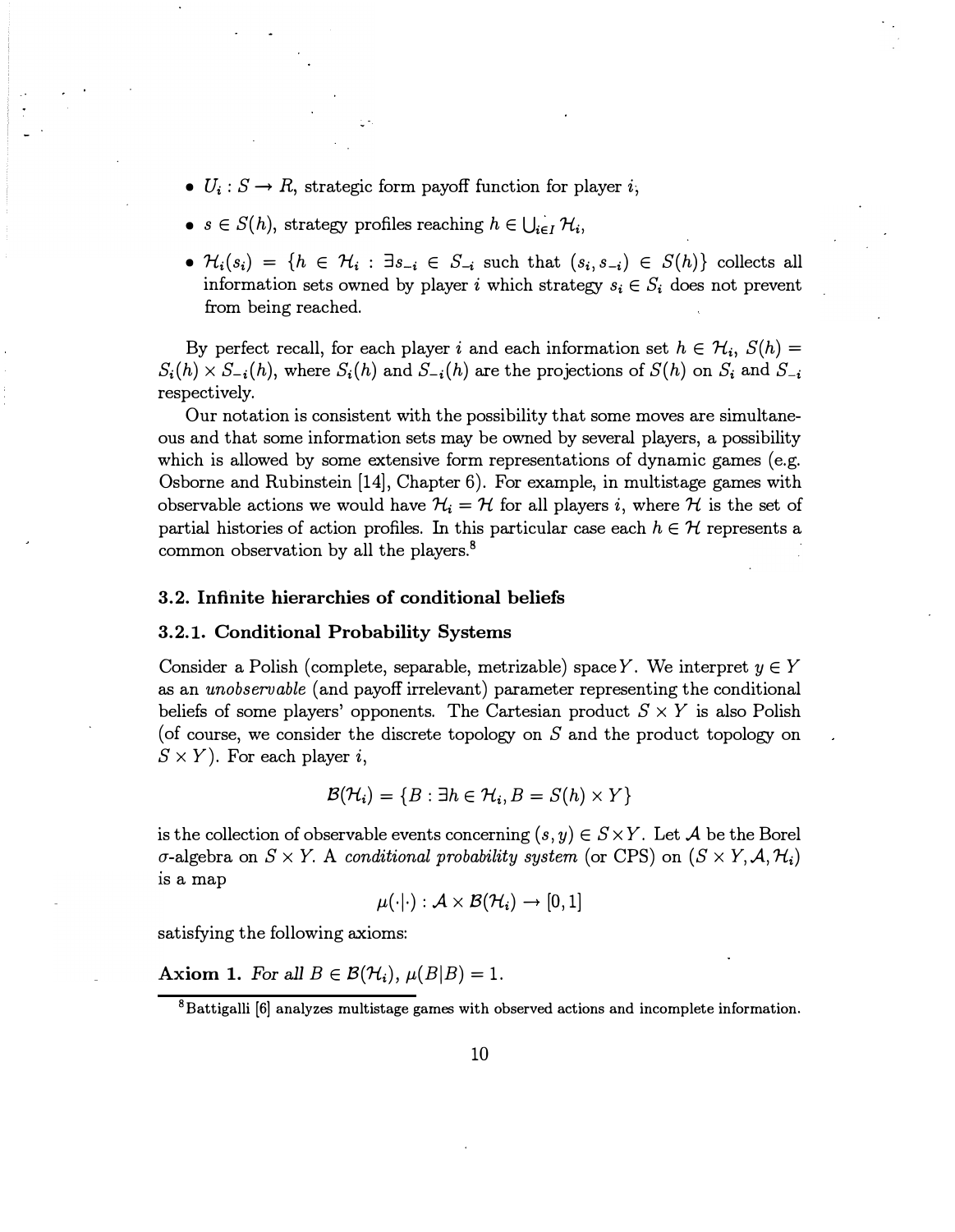- $U_i : S \to R$, strategic form payoff function for player $i$,
- $s \in S(h)$, strategy profiles reaching $h \in \bigcup_{i \in I} \mathcal{H}_i$,
- $\mathcal{H}_i(s_i) = \{h \in \mathcal{H}_i : \exists s_{-i} \in S_{-i}$ such that $(s_i, s_{-i}) \in S(h)\}$ collects all information sets owned by player $i$ which strategy $s_i \in S_i$ does not prevent from being reached.

By perfect recall, for each player $i$ and each information set $h \in \mathcal{H}_i$, $S(h) = S_i(h) \times S_{-i}(h)$, where $S_i(h)$ and $S_{-i}(h)$ are the projections of $S(h)$ on $S_i$ and $S_{-i}$ respectively.

Our notation is consistent with the possibility that some moves are simultaneous and that some information sets may be owned by several players, a possibility which is allowed by some extensive form representations of dynamic games (e.g. Osborne and Rubinstein [14], Chapter 6). For example, in multistage games with observable actions we would have $\mathcal{H}_i = \mathcal{H}$ for all players $i$, where $\mathcal{H}$ is the set of partial histories of action profiles. In this particular case each $h \in \mathcal{H}$ represents a common observation by all the players.[8]

### 3.2. Infinite hierarchies of conditional beliefs

#### 3.2.1. Conditional Probability Systems

Consider a Polish (complete, separable, metrizable) space $Y$. We interpret $y \in Y$ as an *unobservable* (and payoff irrelevant) parameter representing the conditional beliefs of some players' opponents. The Cartesian product $S \times Y$ is also Polish (of course, we consider the discrete topology on $S$ and the product topology on $S \times Y$). For each player $i$,

$$\mathcal{B}(\mathcal{H}_i) = \{B : \exists h \in \mathcal{H}_i, B = S(h) \times Y\}$$

is the collection of observable events concerning $(s, y) \in S \times Y$. Let $\mathcal{A}$ be the Borel $\sigma$-algebra on $S \times Y$. A *conditional probability system* (or CPS) on $(S \times Y, \mathcal{A}, \mathcal{H}_i)$ is a map

$$\mu(\cdot|\cdot) : \mathcal{A} \times \mathcal{B}(\mathcal{H}_i) \to [0, 1]$$

satisfying the following axioms:

**Axiom 1.** *For all $B \in \mathcal{B}(\mathcal{H}_i)$, $\mu(B|B) = 1$.*

[8] Battigalli [6] analyzes multistage games with observed actions and incomplete information.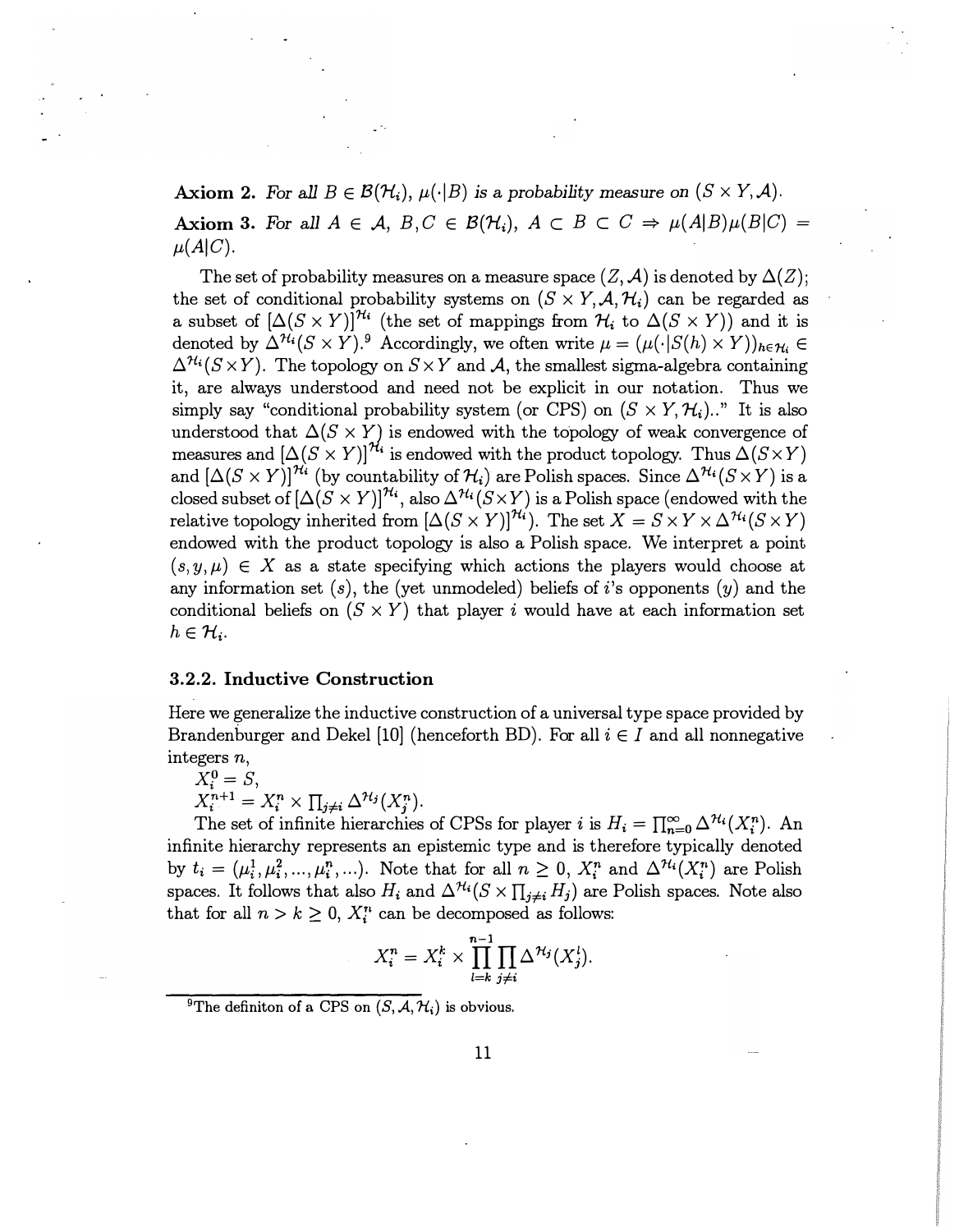**Axiom 2.** *For all $B \in \mathcal{B}(\mathcal{H}_i)$, $\mu(\cdot|B)$ is a probability measure on $(S \times Y, \mathcal{A})$.*

**Axiom 3.** *For all $A \in \mathcal{A}$, $B, C \in \mathcal{B}(\mathcal{H}_i)$, $A \subset B \subset C \Rightarrow \mu(A|B)\mu(B|C) = \mu(A|C)$.*

The set of probability measures on a measure space $(Z, \mathcal{A})$ is denoted by $\Delta(Z)$; the set of conditional probability systems on $(S \times Y, \mathcal{A}, \mathcal{H}_i)$ can be regarded as a subset of $[\Delta(S \times Y)]^{\mathcal{H}_i}$ (the set of mappings from $\mathcal{H}_i$ to $\Delta(S \times Y)$) and it is denoted by $\Delta^{\mathcal{H}_i}(S \times Y)$.[9] Accordingly, we often write $\mu = (\mu(\cdot|S(h) \times Y))_{h \in \mathcal{H}_i} \in \Delta^{\mathcal{H}_i}(S \times Y)$. The topology on $S \times Y$ and $\mathcal{A}$, the smallest sigma-algebra containing it, are always understood and need not be explicit in our notation. Thus we simply say "conditional probability system (or CPS) on $(S \times Y, \mathcal{H}_i)$.." It is also understood that $\Delta(S \times Y)$ is endowed with the topology of weak convergence of measures and $[\Delta(S \times Y)]^{\mathcal{H}_i}$ is endowed with the product topology. Thus $\Delta(S \times Y)$ and $[\Delta(S \times Y)]^{\mathcal{H}_i}$ (by countability of $\mathcal{H}_i$) are Polish spaces. Since $\Delta^{\mathcal{H}_i}(S \times Y)$ is a closed subset of $[\Delta(S \times Y)]^{\mathcal{H}_i}$, also $\Delta^{\mathcal{H}_i}(S \times Y)$ is a Polish space (endowed with the relative topology inherited from $[\Delta(S \times Y)]^{\mathcal{H}_i}$). The set $X = S \times Y \times \Delta^{\mathcal{H}_i}(S \times Y)$ endowed with the product topology is also a Polish space. We interpret a point $(s, y, \mu) \in X$ as a state specifying which actions the players would choose at any information set $(s)$, the (yet unmodeled) beliefs of $i$'s opponents $(y)$ and the conditional beliefs on $(S \times Y)$ that player $i$ would have at each information set $h \in \mathcal{H}_i$.

### 3.2.2. Inductive Construction

Here we generalize the inductive construction of a universal type space provided by Brandenburger and Dekel [10] (henceforth BD). For all $i \in I$ and all nonnegative integers $n$,

$X_i^0 = S$,

$X_i^{n+1} = X_i^n \times \prod_{j \neq i} \Delta^{\mathcal{H}_j}(X_j^n)$.

The set of infinite hierarchies of CPSs for player $i$ is $H_i = \prod_{n=0}^{\infty} \Delta^{\mathcal{H}_i}(X_i^n)$. An infinite hierarchy represents an epistemic type and is therefore typically denoted by $t_i = (\mu_i^1, \mu_i^2, ..., \mu_i^n, ...)$. Note that for all $n \geq 0$, $X_i^n$ and $\Delta^{\mathcal{H}_i}(X_i^n)$ are Polish spaces. It follows that also $H_i$ and $\Delta^{\mathcal{H}_i}(S \times \prod_{j \neq i} H_j)$ are Polish spaces. Note also that for all $n > k \geq 0$, $X_i^n$ can be decomposed as follows:

$$X_i^n = X_i^k \times \prod_{l=k}^{n-1} \prod_{j \neq i} \Delta^{\mathcal{H}_j}(X_j^l).$$

[9] The definiton of a CPS on $(S, \mathcal{A}, \mathcal{H}_i)$ is obvious.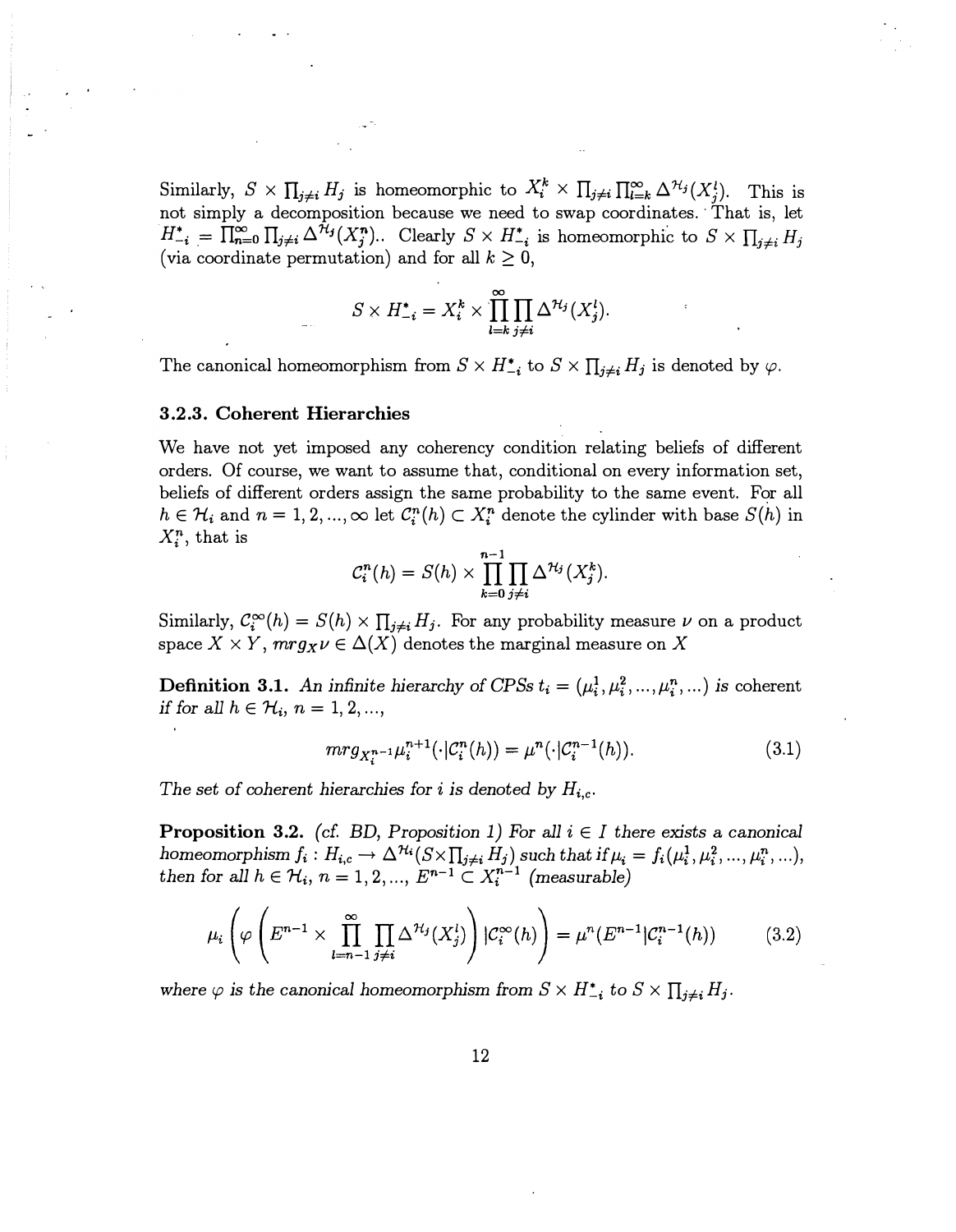Similarly, $S \times \prod_{j \neq i} H_j$ is homeomorphic to $X_i^k \times \prod_{j \neq i} \prod_{l=k}^{\infty} \Delta^{\mathcal{H}_j}(X_j^l)$. This is not simply a decomposition because we need to swap coordinates. That is, let $H_{-i}^* = \prod_{n=0}^{\infty} \prod_{j \neq i} \Delta^{\mathcal{H}_j}(X_j^n)$.. Clearly $S \times H_{-i}^*$ is homeomorphic to $S \times \prod_{j \neq i} H_j$ (via coordinate permutation) and for all $k \geq 0$,

$$S \times H_{-i}^* = X_i^k \times \prod_{l=k}^{\infty} \prod_{j \neq i} \Delta^{\mathcal{H}_j}(X_j^l).$$

The canonical homeomorphism from $S \times H_{-i}^*$ to $S \times \prod_{j \neq i} H_j$ is denoted by $\varphi$.

### 3.2.3. Coherent Hierarchies

We have not yet imposed any coherency condition relating beliefs of different orders. Of course, we want to assume that, conditional on every information set, beliefs of different orders assign the same probability to the same event. For all $h \in \mathcal{H}_i$ and $n = 1, 2, ..., \infty$ let $\mathcal{C}_i^n(h) \subset X_i^n$ denote the cylinder with base $S(h)$ in $X_i^n$, that is

$$\mathcal{C}_i^n(h) = S(h) \times \prod_{k=0}^{n-1} \prod_{j \neq i} \Delta^{\mathcal{H}_j}(X_j^k).$$

Similarly, $\mathcal{C}_i^{\infty}(h) = S(h) \times \prod_{j \neq i} H_j$. For any probability measure $\nu$ on a product space $X \times Y$, $mrg_X \nu \in \Delta(X)$ denotes the marginal measure on $X$

**Definition 3.1.** *An infinite hierarchy of CPSs $t_i = (\mu_i^1, \mu_i^2, ..., \mu_i^n, ...)$ is coherent if for all $h \in \mathcal{H}_i$, $n = 1, 2, ...$,*

$$mrg_{X_i^{n-1}} \mu_i^{n+1}(\cdot | \mathcal{C}_i^n(h)) = \mu^n(\cdot | \mathcal{C}_i^{n-1}(h)). \tag{3.1}$$

*The set of coherent hierarchies for $i$ is denoted by $H_{i,c}$.*

**Proposition 3.2.** *(cf. BD, Proposition 1) For all $i \in I$ there exists a canonical homeomorphism $f_i : H_{i,c} \to \Delta^{\mathcal{H}_i}(S \times \prod_{j \neq i} H_j)$ such that if $\mu_i = f_i(\mu_i^1, \mu_i^2, ..., \mu_i^n, ...)$, then for all $h \in \mathcal{H}_i$, $n = 1, 2, ...$, $E^{n-1} \subset X_i^{n-1}$ (measurable)*

$$\mu_i \left( \varphi \left( E^{n-1} \times \prod_{l=n-1}^{\infty} \prod_{j \neq i} \Delta^{\mathcal{H}_j}(X_j^l) \right) | \mathcal{C}_i^{\infty}(h) \right) = \mu^n(E^{n-1} | \mathcal{C}_i^{n-1}(h)) \tag{3.2}$$

*where $\varphi$ is the canonical homeomorphism from $S \times H_{-i}^*$ to $S \times \prod_{j \neq i} H_j$.*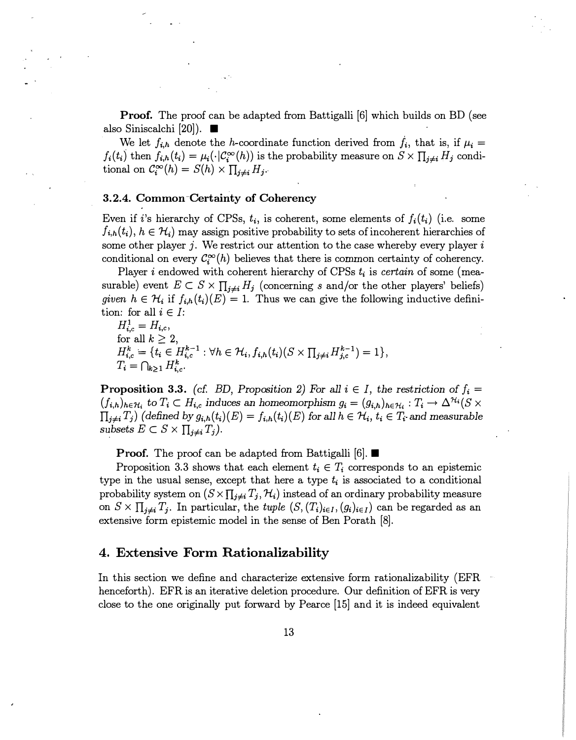**Proof.** The proof can be adapted from Battigalli [6] which builds on BD (see also Siniscalchi [20]). ■

We let $f_{i,h}$ denote the $h$-coordinate function derived from $f_i$, that is, if $\mu_i = f_i(t_i)$ then $f_{i,h}(t_i) = \mu_i(\cdot|\mathcal{C}_i^\infty(h))$ is the probability measure on $S \times \prod_{j\neq i} H_j$ conditional on $\mathcal{C}_i^\infty(h) = S(h) \times \prod_{j\neq i} H_j$.

### 3.2.4. Common Certainty of Coherency

Even if $i$'s hierarchy of CPSs, $t_i$, is coherent, some elements of $f_i(t_i)$ (i.e. some $f_{i,h}(t_i)$, $h \in \mathcal{H}_i$) may assign positive probability to sets of incoherent hierarchies of some other player $j$. We restrict our attention to the case whereby every player $i$ conditional on every $\mathcal{C}_i^\infty(h)$ believes that there is common certainty of coherency.

Player $i$ endowed with coherent hierarchy of CPSs $t_i$ is *certain* of some (measurable) event $E \subset S \times \prod_{j\neq i} H_j$ (concerning $s$ and/or the other players' beliefs) *given* $h \in \mathcal{H}_i$ if $f_{i,h}(t_i)(E) = 1$. Thus we can give the following inductive definition: for all $i \in I$:

$H_{i,c}^1 = H_{i,c}$,

for all $k \geq 2$,

$H_{i,c}^k = \{t_i \in H_{i,c}^{k-1} : \forall h \in \mathcal{H}_i, f_{i,h}(t_i)(S \times \prod_{j\neq i} H_{j,c}^{k-1}) = 1\}$,

$T_i = \bigcap_{k\geq 1} H_{i,c}^k$.

**Proposition 3.3.** *(cf. BD, Proposition 2) For all $i \in I$, the restriction of $f_i = (f_{i,h})_{h\in\mathcal{H}_i}$ to $T_i \subset H_{i,c}$ induces an homeomorphism $g_i = (g_{i,h})_{h\in\mathcal{H}_i} : T_i \to \Delta^{\mathcal{H}_i}(S \times \prod_{j\neq i} T_j)$ (defined by $g_{i,h}(t_i)(E) = f_{i,h}(t_i)(E)$ for all $h \in \mathcal{H}_i$, $t_i \in T_i$ and measurable subsets $E \subset S \times \prod_{j\neq i} T_j$).*

**Proof.** The proof can be adapted from Battigalli [6]. ■

Proposition 3.3 shows that each element $t_i \in T_i$ corresponds to an epistemic type in the usual sense, except that here a type $t_i$ is associated to a conditional probability system on $(S \times \prod_{j\neq i} T_j, \mathcal{H}_i)$ instead of an ordinary probability measure on $S \times \prod_{j\neq i} T_j$. In particular, the *tuple* $(S, (T_i)_{i\in I}, (g_i)_{i\in I})$ can be regarded as an extensive form epistemic model in the sense of Ben Porath [8].

## 4. Extensive Form Rationalizability

In this section we define and characterize extensive form rationalizability (EFR henceforth). EFR is an iterative deletion procedure. Our definition of EFR is very close to the one originally put forward by Pearce [15] and it is indeed equivalent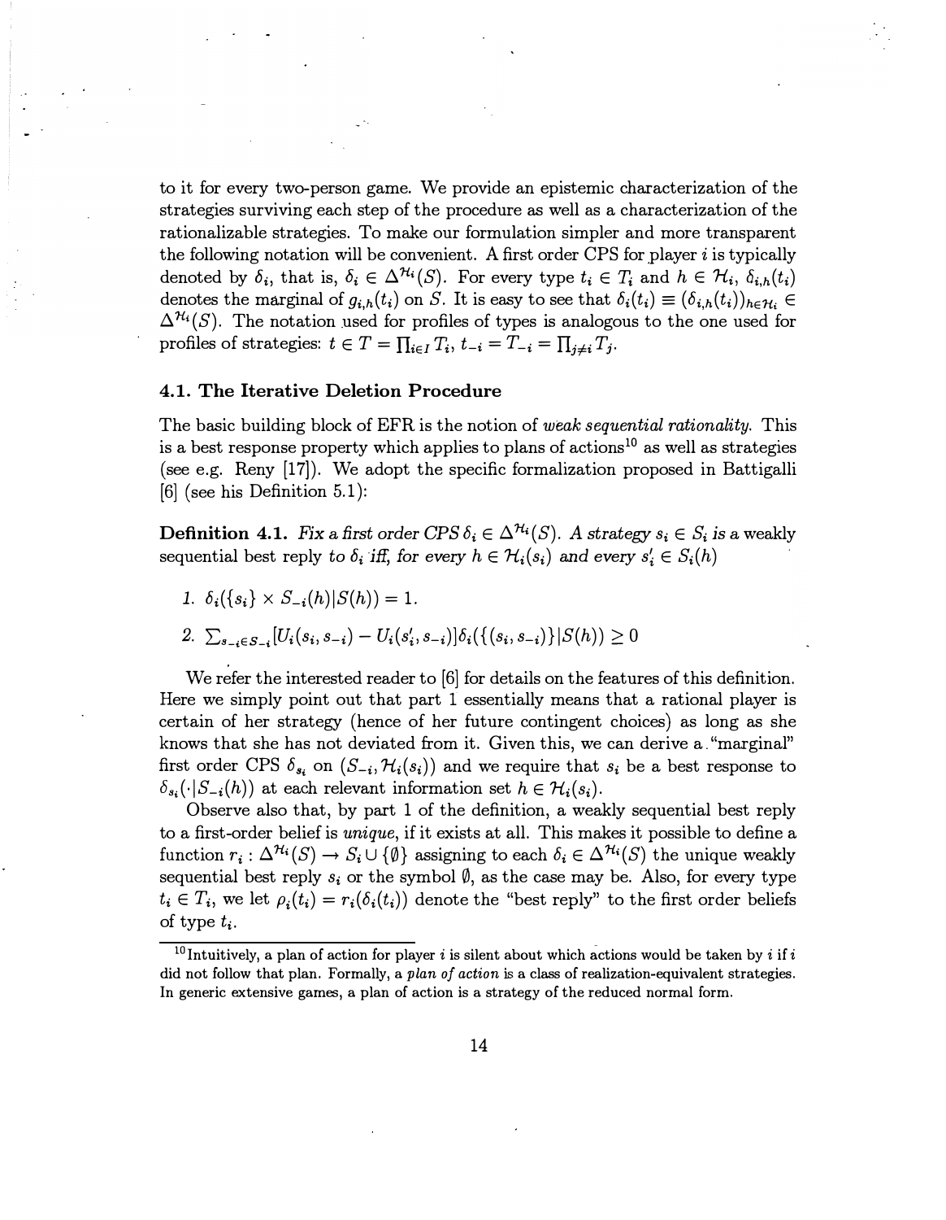to it for every two-person game. We provide an epistemic characterization of the strategies surviving each step of the procedure as well as a characterization of the rationalizable strategies. To make our formulation simpler and more transparent the following notation will be convenient. A first order CPS for player $i$ is typically denoted by $\delta_i$, that is, $\delta_i \in \Delta^{\mathcal{H}_i}(S)$. For every type $t_i \in T_i$ and $h \in \mathcal{H}_i$, $\delta_{i,h}(t_i)$ denotes the marginal of $g_{i,h}(t_i)$ on $S$. It is easy to see that $\delta_i(t_i) \equiv (\delta_{i,h}(t_i))_{h \in \mathcal{H}_i} \in \Delta^{\mathcal{H}_i}(S)$. The notation used for profiles of types is analogous to the one used for profiles of strategies: $t \in T = \prod_{i \in I} T_i$, $t_{-i} = T_{-i} = \prod_{j \neq i} T_j$.

### 4.1. The Iterative Deletion Procedure

The basic building block of EFR is the notion of *weak sequential rationality*. This is a best response property which applies to plans of actions[10] as well as strategies (see e.g. Reny [17]). We adopt the specific formalization proposed in Battigalli [6] (see his Definition 5.1):

**Definition 4.1.** *Fix a first order CPS $\delta_i \in \Delta^{\mathcal{H}_i}(S)$. A strategy $s_i \in S_i$ is a* weakly sequential best reply *to $\delta_i$ iff, for every $h \in \mathcal{H}_i(s_i)$ and every $s_i' \in S_i(h)$*

1. $\delta_i(\{s_i\} \times S_{-i}(h) | S(h)) = 1.$
2. $\sum_{s_{-i} \in S_{-i}} [U_i(s_i, s_{-i}) - U_i(s_i', s_{-i})] \delta_i(\{(s_i, s_{-i})\} | S(h)) \geq 0$

We refer the interested reader to [6] for details on the features of this definition. Here we simply point out that part 1 essentially means that a rational player is certain of her strategy (hence of her future contingent choices) as long as she knows that she has not deviated from it. Given this, we can derive a "marginal" first order CPS $\delta_{s_i}$ on $(S_{-i}, \mathcal{H}_i(s_i))$ and we require that $s_i$ be a best response to $\delta_{s_i}(\cdot | S_{-i}(h))$ at each relevant information set $h \in \mathcal{H}_i(s_i)$.

Observe also that, by part 1 of the definition, a weakly sequential best reply to a first-order belief is *unique*, if it exists at all. This makes it possible to define a function $r_i : \Delta^{\mathcal{H}_i}(S) \rightarrow S_i \cup \{\emptyset\}$ assigning to each $\delta_i \in \Delta^{\mathcal{H}_i}(S)$ the unique weakly sequential best reply $s_i$ or the symbol $\emptyset$, as the case may be. Also, for every type $t_i \in T_i$, we let $\rho_i(t_i) = r_i(\delta_i(t_i))$ denote the "best reply" to the first order beliefs of type $t_i$.

[10] Intuitively, a plan of action for player $i$ is silent about which actions would be taken by $i$ if $i$ did not follow that plan. Formally, a *plan of action* is a class of realization-equivalent strategies. In generic extensive games, a plan of action is a strategy of the reduced normal form.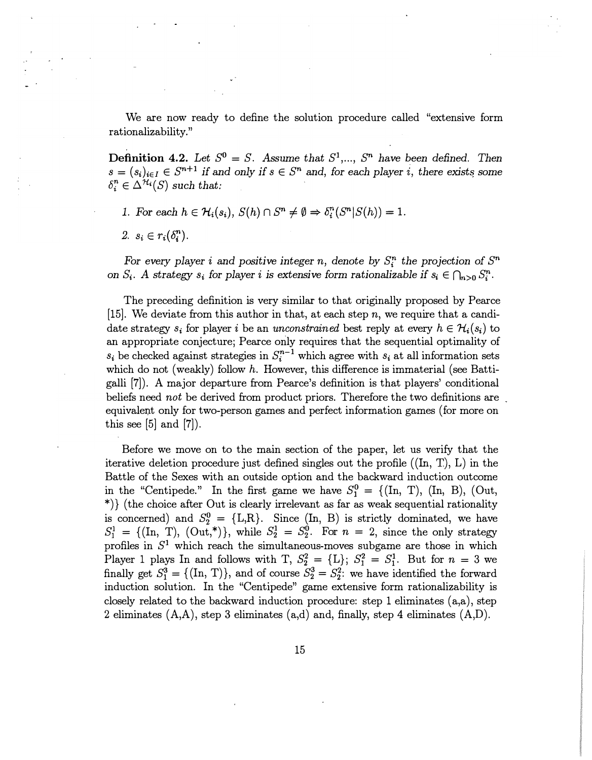We are now ready to define the solution procedure called "extensive form rationalizability."

**Definition 4.2.** *Let $S^0 = S$. Assume that $S^1$,..., $S^n$ have been defined. Then $s = (s_i)_{i \in I} \in S^{n+1}$ if and only if $s \in S^n$ and, for each player $i$, there exists some $\delta_i^n \in \Delta^{\mathcal{H}_i}(S)$ such that:*

1. *For each $h \in \mathcal{H}_i(s_i)$, $S(h) \cap S^n \neq \emptyset \Rightarrow \delta_i^n(S^n | S(h)) = 1$.*
2. *$s_i \in r_i(\delta_i^n)$.*

*For every player $i$ and positive integer $n$, denote by $S_i^n$ the projection of $S^n$ on $S_i$. A strategy $s_i$ for player $i$ is extensive form rationalizable if $s_i \in \bigcap_{n>0} S_i^n$.*

The preceding definition is very similar to that originally proposed by Pearce [15]. We deviate from this author in that, at each step $n$, we require that a candidate strategy $s_i$ for player $i$ be an *unconstrained* best reply at every $h \in \mathcal{H}_i(s_i)$ to an appropriate conjecture; Pearce only requires that the sequential optimality of $s_i$ be checked against strategies in $S_i^{n-1}$ which agree with $s_i$ at all information sets which do not (weakly) follow $h$. However, this difference is immaterial (see Battigalli [7]). A major departure from Pearce's definition is that players' conditional beliefs need *not* be derived from product priors. Therefore the two definitions are equivalent only for two-person games and perfect information games (for more on this see [5] and [7]).

Before we move on to the main section of the paper, let us verify that the iterative deletion procedure just defined singles out the profile ((In, T), L) in the Battle of the Sexes with an outside option and the backward induction outcome in the "Centipede." In the first game we have $S_1^0 = \{$(In, T), (In, B), (Out, *)$\}$ (the choice after Out is clearly irrelevant as far as weak sequential rationality is concerned) and $S_2^0 = \{$L,R$\}$. Since (In, B) is strictly dominated, we have $S_1^1 = \{$(In, T), (Out,*)$\}$, while $S_2^1 = S_2^0$. For $n = 2$, since the only strategy profiles in $S^1$ which reach the simultaneous-moves subgame are those in which Player 1 plays In and follows with T, $S_2^2 = \{$L$\}$; $S_1^2 = S_1^1$. But for $n = 3$ we finally get $S_1^3 = \{$(In, T)$\}$, and of course $S_2^3 = S_2^2$: we have identified the forward induction solution. In the "Centipede" game extensive form rationalizability is closely related to the backward induction procedure: step 1 eliminates (a,a), step 2 eliminates (A,A), step 3 eliminates (a,d) and, finally, step 4 eliminates (A,D).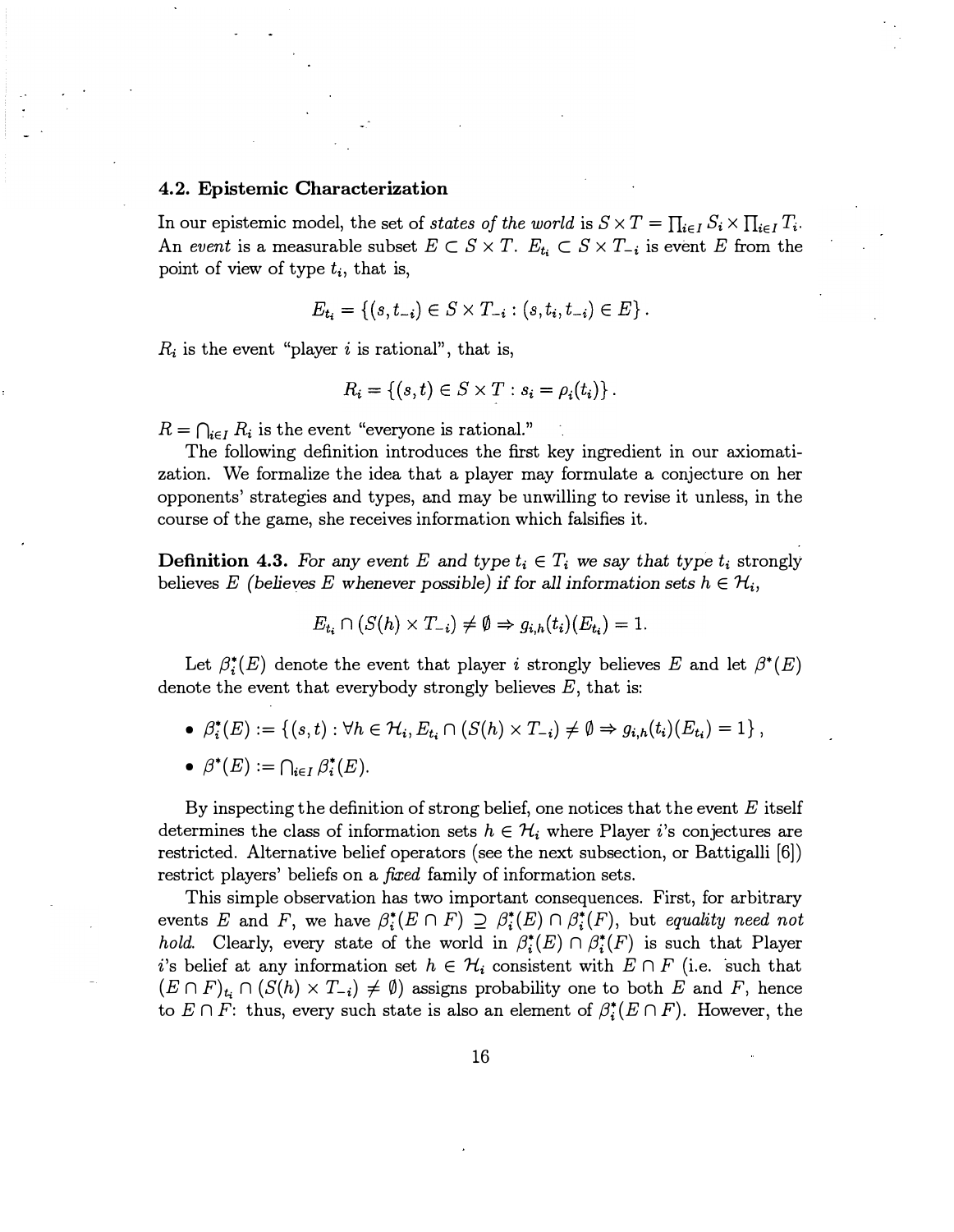### 4.2. Epistemic Characterization

In our epistemic model, the set of *states of the world* is $S \times T = \prod_{i \in I} S_i \times \prod_{i \in I} T_i$. An *event* is a measurable subset $E \subset S \times T$. $E_{t_i} \subset S \times T_{-i}$ is event $E$ from the point of view of type $t_i$, that is,

$$E_{t_i} = \{(s, t_{-i}) \in S \times T_{-i} : (s, t_i, t_{-i}) \in E\}.$$

$R_i$ is the event "player $i$ is rational", that is,

$$R_i = \{(s,t) \in S \times T : s_i = \rho_i(t_i)\}.$$

$R = \bigcap_{i \in I} R_i$ is the event "everyone is rational."

The following definition introduces the first key ingredient in our axiomatization. We formalize the idea that a player may formulate a conjecture on her opponents' strategies and types, and may be unwilling to revise it unless, in the course of the game, she receives information which falsifies it.

**Definition 4.3.** *For any event $E$ and type $t_i \in T_i$ we say that type $t_i$ strongly believes $E$ (believes $E$ whenever possible) if for all information sets $h \in \mathcal{H}_i$,*

$$E_{t_i} \cap (S(h) \times T_{-i}) \neq \emptyset \Rightarrow g_{i,h}(t_i)(E_{t_i}) = 1.$$

Let $\beta_i^*(E)$ denote the event that player $i$ strongly believes $E$ and let $\beta^*(E)$ denote the event that everybody strongly believes $E$, that is:

- $\beta_i^*(E) := \{(s,t) : \forall h \in \mathcal{H}_i, E_{t_i} \cap (S(h) \times T_{-i}) \neq \emptyset \Rightarrow g_{i,h}(t_i)(E_{t_i}) = 1\}$,
- $\beta^*(E) := \bigcap_{i \in I} \beta_i^*(E)$.

By inspecting the definition of strong belief, one notices that the event $E$ itself determines the class of information sets $h \in \mathcal{H}_i$ where Player $i$'s conjectures are restricted. Alternative belief operators (see the next subsection, or Battigalli [6]) restrict players' beliefs on a *fixed* family of information sets.

This simple observation has two important consequences. First, for arbitrary events $E$ and $F$, we have $\beta_i^*(E \cap F) \supseteq \beta_i^*(E) \cap \beta_i^*(F)$, but *equality need not hold.* Clearly, every state of the world in $\beta_i^*(E) \cap \beta_i^*(F)$ is such that Player $i$'s belief at any information set $h \in \mathcal{H}_i$ consistent with $E \cap F$ (i.e. such that $(E \cap F)_{t_i} \cap (S(h) \times T_{-i}) \neq \emptyset$) assigns probability one to both $E$ and $F$, hence to $E \cap F$: thus, every such state is also an element of $\beta_i^*(E \cap F)$. However, the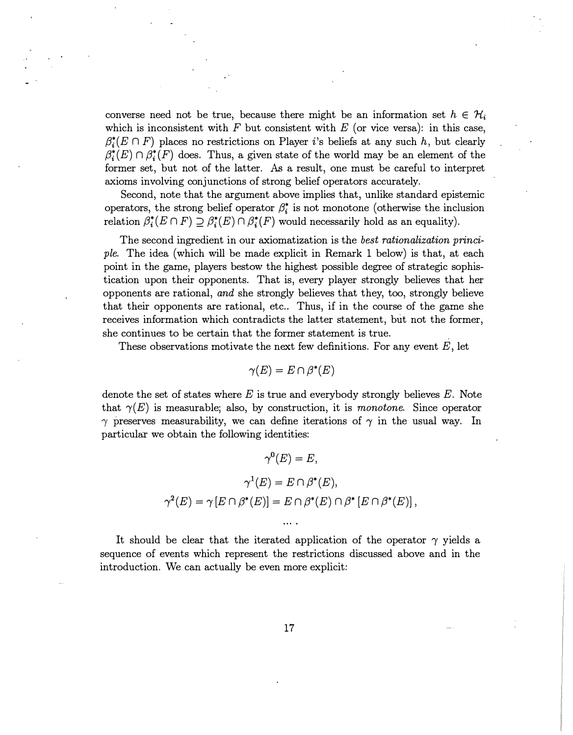converse need not be true, because there might be an information set $h \in \mathcal{H}_i$ which is inconsistent with $F$ but consistent with $E$ (or vice versa): in this case, $\beta_i^*(E \cap F)$ places no restrictions on Player $i$'s beliefs at any such $h$, but clearly $\beta_i^*(E) \cap \beta_i^*(F)$ does. Thus, a given state of the world may be an element of the former set, but not of the latter. As a result, one must be careful to interpret axioms involving conjunctions of strong belief operators accurately.

Second, note that the argument above implies that, unlike standard epistemic operators, the strong belief operator $\beta_i^*$ is not monotone (otherwise the inclusion relation $\beta_i^*(E \cap F) \supseteq \beta_i^*(E) \cap \beta_i^*(F)$ would necessarily hold as an equality).

The second ingredient in our axiomatization is the *best rationalization principle*. The idea (which will be made explicit in Remark 1 below) is that, at each point in the game, players bestow the highest possible degree of strategic sophistication upon their opponents. That is, every player strongly believes that her opponents are rational, *and* she strongly believes that they, too, strongly believe that their opponents are rational, etc.. Thus, if in the course of the game she receives information which contradicts the latter statement, but not the former, she continues to be certain that the former statement is true.

These observations motivate the next few definitions. For any event $E$, let

$$\gamma(E) = E \cap \beta^*(E)$$

denote the set of states where $E$ is true and everybody strongly believes $E$. Note that $\gamma(E)$ is measurable; also, by construction, it is *monotone*. Since operator $\gamma$ preserves measurability, we can define iterations of $\gamma$ in the usual way. In particular we obtain the following identities:

$$\gamma^0(E) = E,$$

$$\gamma^1(E) = E \cap \beta^*(E),$$

$$\gamma^2(E) = \gamma\left[E \cap \beta^*(E)\right] = E \cap \beta^*(E) \cap \beta^*\left[E \cap \beta^*(E)\right],$$

$$\ldots .$$

It should be clear that the iterated application of the operator $\gamma$ yields a sequence of events which represent the restrictions discussed above and in the introduction. We can actually be even more explicit: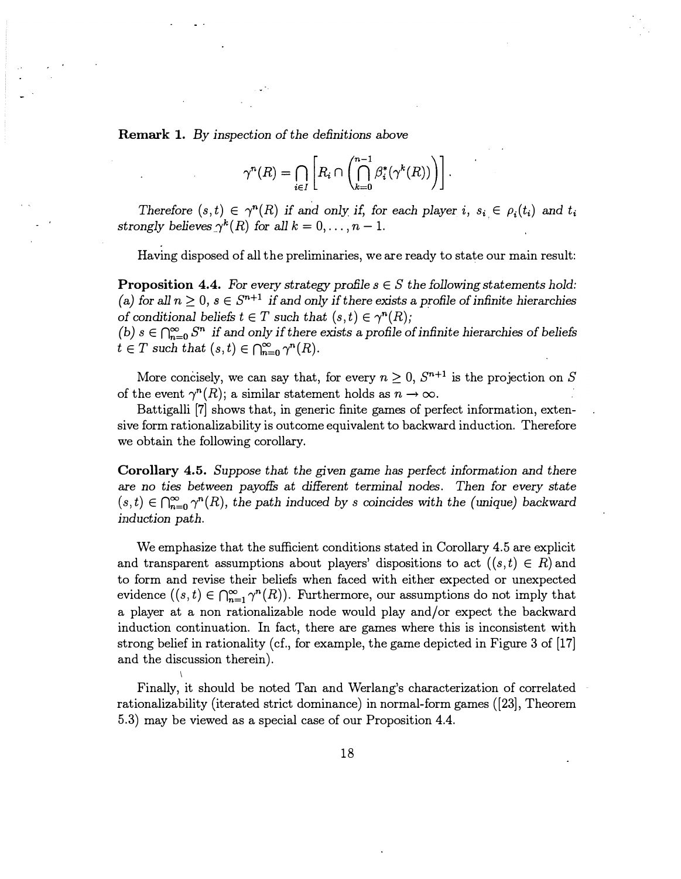**Remark 1.** *By inspection of the definitions above*

$$\gamma^n(R) = \bigcap_{i \in I} \left[ R_i \cap \left( \bigcap_{k=0}^{n-1} \beta_i^*(\gamma^k(R)) \right) \right].$$

*Therefore* $(s,t) \in \gamma^n(R)$ *if and only if, for each player* $i$, $s_i \in \rho_i(t_i)$ *and* $t_i$ *strongly believes* $\gamma^k(R)$ *for all* $k = 0, \ldots, n-1$.

Having disposed of all the preliminaries, we are ready to state our main result:

**Proposition 4.4.** *For every strategy profile* $s \in S$ *the following statements hold:*
*(a) for all* $n \geq 0$, $s \in S^{n+1}$ *if and only if there exists a profile of infinite hierarchies of conditional beliefs* $t \in T$ *such that* $(s,t) \in \gamma^n(R)$;
*(b)* $s \in \bigcap_{n=0}^{\infty} S^n$ *if and only if there exists a profile of infinite hierarchies of beliefs* $t \in T$ *such that* $(s,t) \in \bigcap_{n=0}^{\infty} \gamma^n(R)$.

More concisely, we can say that, for every $n \geq 0$, $S^{n+1}$ is the projection on $S$ of the event $\gamma^n(R)$; a similar statement holds as $n \to \infty$.

Battigalli [7] shows that, in generic finite games of perfect information, extensive form rationalizability is outcome equivalent to backward induction. Therefore we obtain the following corollary.

**Corollary 4.5.** *Suppose that the given game has perfect information and there are no ties between payoffs at different terminal nodes. Then for every state* $(s,t) \in \bigcap_{n=0}^{\infty} \gamma^n(R)$, *the path induced by* $s$ *coincides with the (unique) backward induction path.*

We emphasize that the sufficient conditions stated in Corollary 4.5 are explicit and transparent assumptions about players' dispositions to act ($(s,t) \in R$) and to form and revise their beliefs when faced with either expected or unexpected evidence ($(s,t) \in \bigcap_{n=1}^{\infty} \gamma^n(R)$). Furthermore, our assumptions do not imply that a player at a non rationalizable node would play and/or expect the backward induction continuation. In fact, there are games where this is inconsistent with strong belief in rationality (cf., for example, the game depicted in Figure 3 of [17] and the discussion therein).

Finally, it should be noted Tan and Werlang's characterization of correlated rationalizability (iterated strict dominance) in normal-form games ([23], Theorem 5.3) may be viewed as a special case of our Proposition 4.4.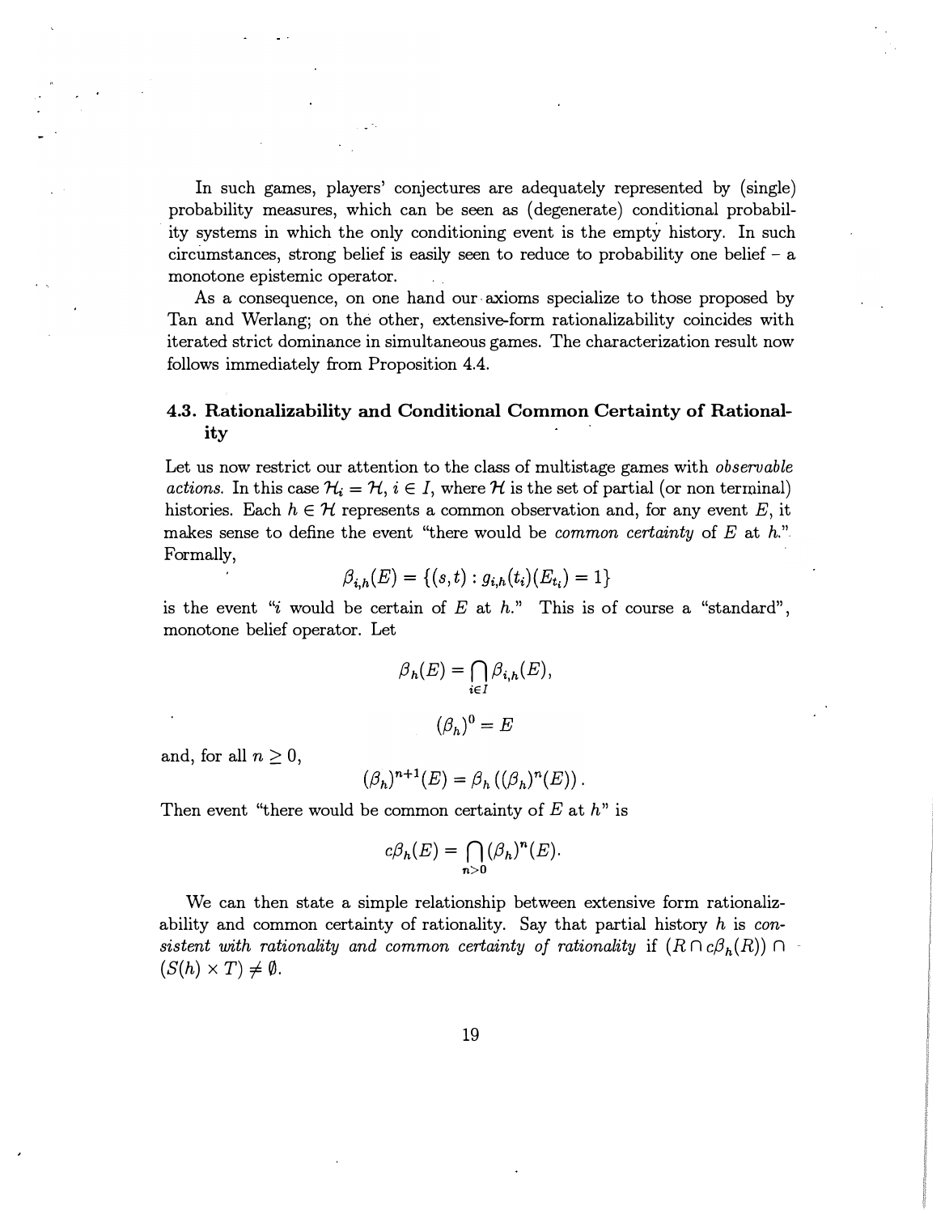In such games, players' conjectures are adequately represented by (single) probability measures, which can be seen as (degenerate) conditional probability systems in which the only conditioning event is the empty history. In such circumstances, strong belief is easily seen to reduce to probability one belief – a monotone epistemic operator.

As a consequence, on one hand our axioms specialize to those proposed by Tan and Werlang; on the other, extensive-form rationalizability coincides with iterated strict dominance in simultaneous games. The characterization result now follows immediately from Proposition 4.4.

### 4.3. Rationalizability and Conditional Common Certainty of Rationality

Let us now restrict our attention to the class of multistage games with *observable actions.* In this case $\mathcal{H}_i = \mathcal{H}$, $i \in I$, where $\mathcal{H}$ is the set of partial (or non terminal) histories. Each $h \in \mathcal{H}$ represents a common observation and, for any event $E$, it makes sense to define the event "there would be *common certainty* of $E$ at $h$." Formally,

$$\beta_{i,h}(E) = \{(s,t) : g_{i,h}(t_i)(E_{t_i}) = 1\}$$

is the event "$i$ would be certain of $E$ at $h$." This is of course a "standard", monotone belief operator. Let

$$\beta_h(E) = \bigcap_{i \in I} \beta_{i,h}(E),$$

$$(\beta_h)^0 = E$$

and, for all $n \geq 0$,

$$(\beta_h)^{n+1}(E) = \beta_h\left((\beta_h)^n(E)\right).$$

Then event "there would be common certainty of $E$ at $h$" is

$$c\beta_h(E) = \bigcap_{n>0} (\beta_h)^n(E).$$

We can then state a simple relationship between extensive form rationalizability and common certainty of rationality. Say that partial history $h$ is *consistent with rationality and common certainty of rationality* if $(R \cap c\beta_h(R)) \cap (S(h) \times T) \neq \emptyset$.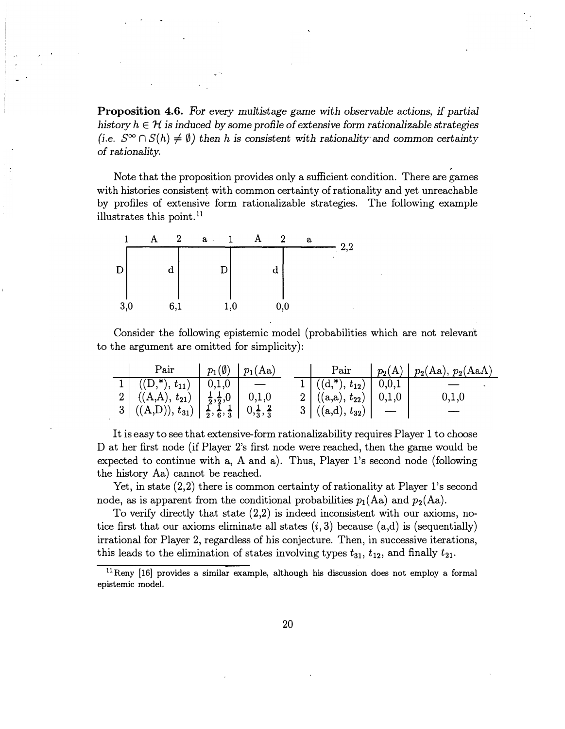**Proposition 4.6.** *For every multistage game with observable actions, if partial history $h \in \mathcal{H}$ is induced by some profile of extensive form rationalizable strategies (i.e. $S^\infty \cap S(h) \neq \emptyset$) then $h$ is consistent with rationality and common certainty of rationality.*

Note that the proposition provides only a sufficient condition. There are games with histories consistent with common certainty of rationality and yet unreachable by profiles of extensive form rationalizable strategies. The following example illustrates this point.[11]

```
1    A    2    a    1    A    2    a
-------------------------------------- 2,2
|         |         |         |
D         d         D         d
|         |         |         |
3,0       6,1       1,0       0,0
```

Consider the following epistemic model (probabilities which are not relevant to the argument are omitted for simplicity):

| | Pair | $p_1(\emptyset)$ | $p_1(\text{Aa})$ |
|---|---|---|---|
| 1 | $((\text{D},*), t_{11})$ | 0,1,0 | — |
| 2 | $((\text{A},\text{A}), t_{21})$ | $\frac{1}{2},\frac{1}{2}$,0 | 0,1,0 |
| 3 | $((\text{A},\text{D})), t_{31})$ | $\frac{1}{2},\frac{1}{6},\frac{1}{3}$ | $0,\frac{1}{3},\frac{2}{3}$ |

| | Pair | $p_2(\text{A})$ | $p_2(\text{Aa})$, $p_2(\text{AaA})$ |
|---|---|---|---|
| 1 | $((\text{d},*), t_{12})$ | 0,0,1 | — |
| 2 | $((\text{a},\text{a}), t_{22})$ | 0,1,0 | 0,1,0 |
| 3 | $((\text{a},\text{d}), t_{32})$ | — | — |

It is easy to see that extensive-form rationalizability requires Player 1 to choose D at her first node (if Player 2's first node were reached, then the game would be expected to continue with a, A and a). Thus, Player 1's second node (following the history Aa) cannot be reached.

Yet, in state (2,2) there is common certainty of rationality at Player 1's second node, as is apparent from the conditional probabilities $p_1(\text{Aa})$ and $p_2(\text{Aa})$.

To verify directly that state (2,2) is indeed inconsistent with our axioms, notice first that our axioms eliminate all states $(i, 3)$ because (a,d) is (sequentially) irrational for Player 2, regardless of his conjecture. Then, in successive iterations, this leads to the elimination of states involving types $t_{31}$, $t_{12}$, and finally $t_{21}$.

[11] Reny [16] provides a similar example, although his discussion does not employ a formal epistemic model.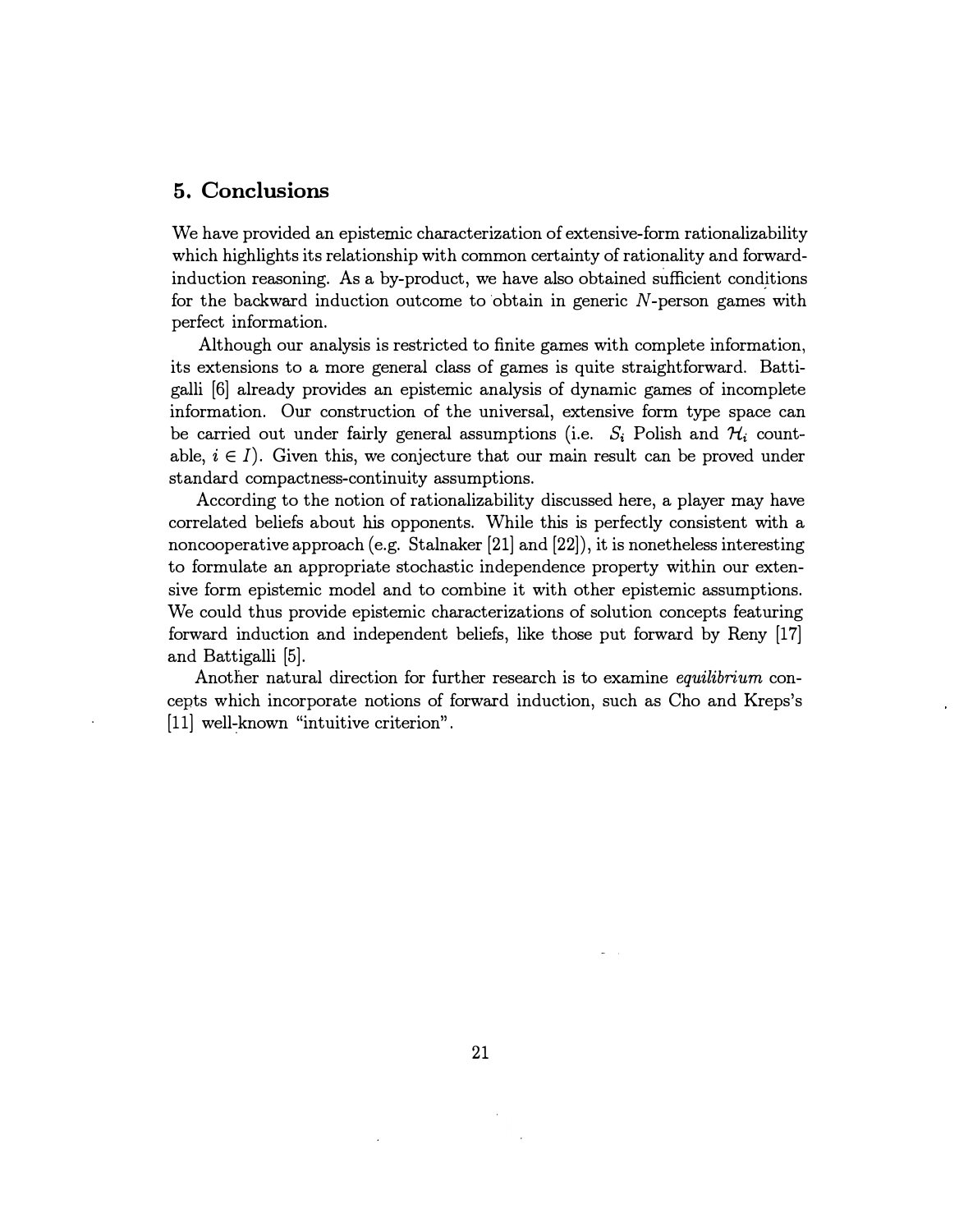## 5. Conclusions

We have provided an epistemic characterization of extensive-form rationalizability which highlights its relationship with common certainty of rationality and forward-induction reasoning. As a by-product, we have also obtained sufficient conditions for the backward induction outcome to obtain in generic $N$-person games with perfect information.

Although our analysis is restricted to finite games with complete information, its extensions to a more general class of games is quite straightforward. Battigalli [6] already provides an epistemic analysis of dynamic games of incomplete information. Our construction of the universal, extensive form type space can be carried out under fairly general assumptions (i.e. $S_i$ Polish and $\mathcal{H}_i$ countable, $i \in I$). Given this, we conjecture that our main result can be proved under standard compactness-continuity assumptions.

According to the notion of rationalizability discussed here, a player may have correlated beliefs about his opponents. While this is perfectly consistent with a noncooperative approach (e.g. Stalnaker [21] and [22]), it is nonetheless interesting to formulate an appropriate stochastic independence property within our extensive form epistemic model and to combine it with other epistemic assumptions. We could thus provide epistemic characterizations of solution concepts featuring forward induction and independent beliefs, like those put forward by Reny [17] and Battigalli [5].

Another natural direction for further research is to examine *equilibrium* concepts which incorporate notions of forward induction, such as Cho and Kreps's [11] well-known "intuitive criterion".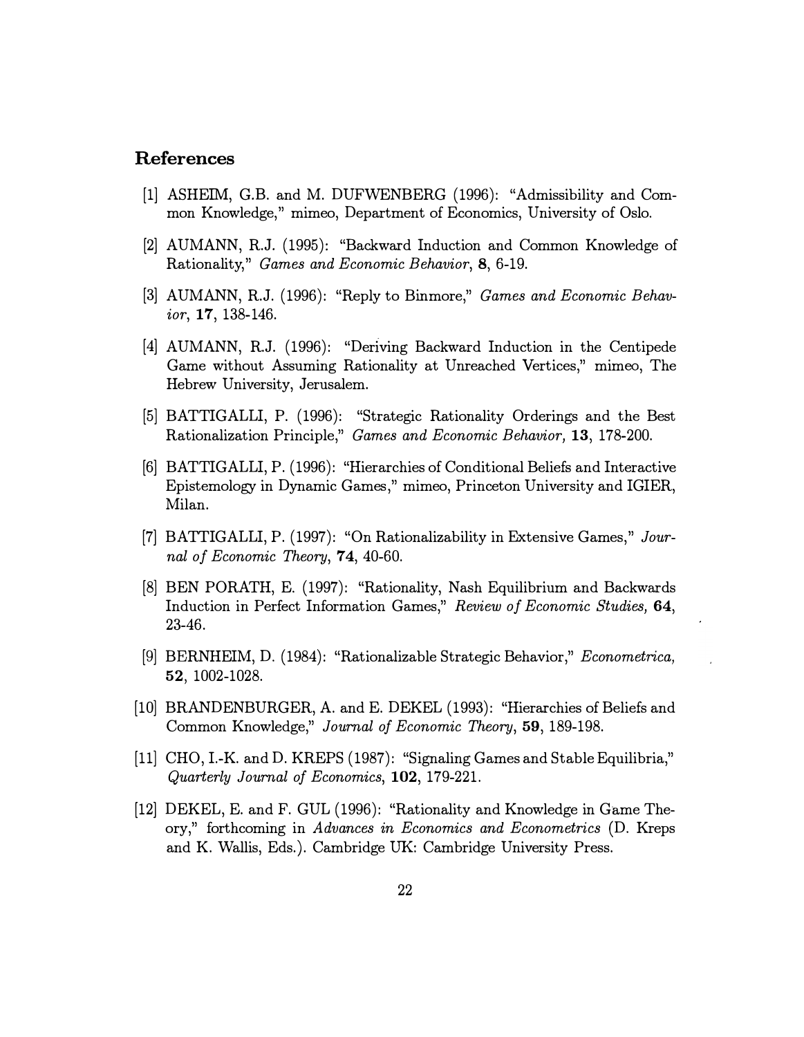## References

[1] ASHEIM, G.B. and M. DUFWENBERG (1996): "Admissibility and Common Knowledge," mimeo, Department of Economics, University of Oslo.

[2] AUMANN, R.J. (1995): "Backward Induction and Common Knowledge of Rationality," *Games and Economic Behavior*, **8**, 6-19.

[3] AUMANN, R.J. (1996): "Reply to Binmore," *Games and Economic Behavior*, **17**, 138-146.

[4] AUMANN, R.J. (1996): "Deriving Backward Induction in the Centipede Game without Assuming Rationality at Unreached Vertices," mimeo, The Hebrew University, Jerusalem.

[5] BATTIGALLI, P. (1996): "Strategic Rationality Orderings and the Best Rationalization Principle," *Games and Economic Behavior,* **13**, 178-200.

[6] BATTIGALLI, P. (1996): "Hierarchies of Conditional Beliefs and Interactive Epistemology in Dynamic Games," mimeo, Princeton University and IGIER, Milan.

[7] BATTIGALLI, P. (1997): "On Rationalizability in Extensive Games," *Journal of Economic Theory*, **74**, 40-60.

[8] BEN PORATH, E. (1997): "Rationality, Nash Equilibrium and Backwards Induction in Perfect Information Games," *Review of Economic Studies,* **64**, 23-46.

[9] BERNHEIM, D. (1984): "Rationalizable Strategic Behavior," *Econometrica,* **52**, 1002-1028.

[10] BRANDENBURGER, A. and E. DEKEL (1993): "Hierarchies of Beliefs and Common Knowledge," *Journal of Economic Theory*, **59**, 189-198.

[11] CHO, I.-K. and D. KREPS (1987): "Signaling Games and Stable Equilibria," *Quarterly Journal of Economics*, **102**, 179-221.

[12] DEKEL, E. and F. GUL (1996): "Rationality and Knowledge in Game Theory," forthcoming in *Advances in Economics and Econometrics* (D. Kreps and K. Wallis, Eds.). Cambridge UK: Cambridge University Press.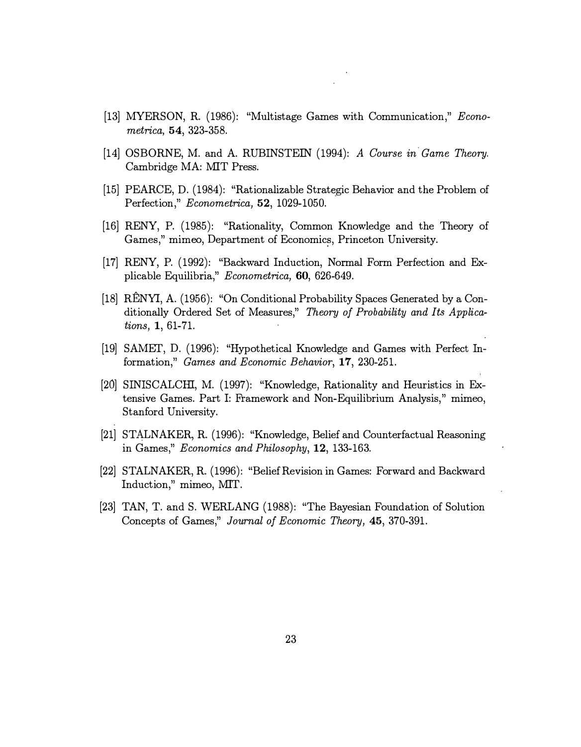[13] MYERSON, R. (1986): "Multistage Games with Communication," *Econometrica,* **54**, 323-358.

[14] OSBORNE, M. and A. RUBINSTEIN (1994): *A Course in Game Theory.* Cambridge MA: MIT Press.

[15] PEARCE, D. (1984): "Rationalizable Strategic Behavior and the Problem of Perfection," *Econometrica,* **52**, 1029-1050.

[16] RENY, P. (1985): "Rationality, Common Knowledge and the Theory of Games," mimeo, Department of Economics, Princeton University.

[17] RENY, P. (1992): "Backward Induction, Normal Form Perfection and Explicable Equilibria," *Econometrica,* **60**, 626-649.

[18] RÊNYI, A. (1956): "On Conditional Probability Spaces Generated by a Conditionally Ordered Set of Measures," *Theory of Probability and Its Applications,* **1**, 61-71.

[19] SAMET, D. (1996): "Hypothetical Knowledge and Games with Perfect Information," *Games and Economic Behavior,* **17**, 230-251.

[20] SINISCALCHI, M. (1997): "Knowledge, Rationality and Heuristics in Extensive Games. Part I: Framework and Non-Equilibrium Analysis," mimeo, Stanford University.

[21] STALNAKER, R. (1996): "Knowledge, Belief and Counterfactual Reasoning in Games," *Economics and Philosophy,* **12**, 133-163.

[22] STALNAKER, R. (1996): "Belief Revision in Games: Forward and Backward Induction," mimeo, MIT.

[23] TAN, T. and S. WERLANG (1988): "The Bayesian Foundation of Solution Concepts of Games," *Journal of Economic Theory,* **45**, 370-391.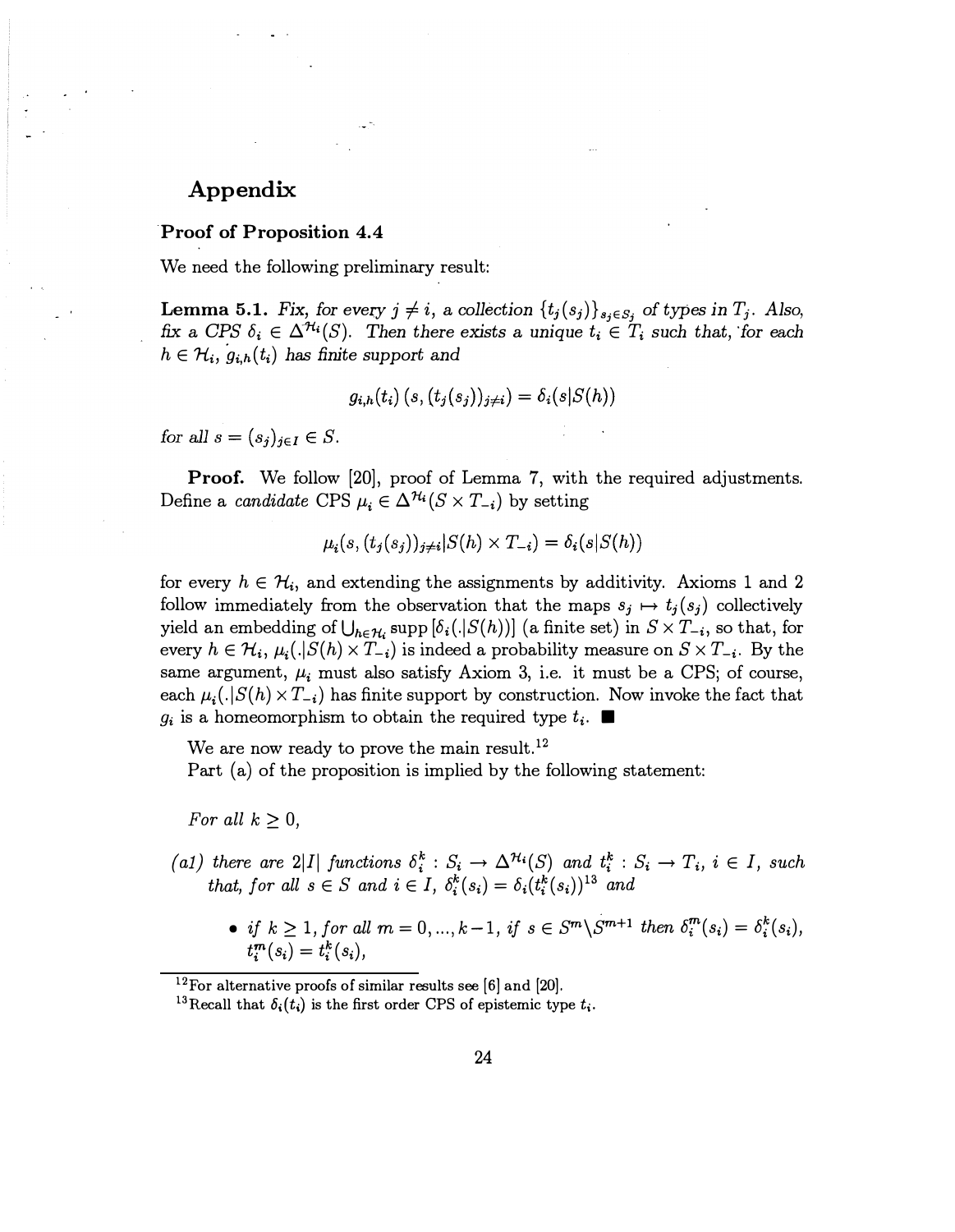# Appendix

## Proof of Proposition 4.4

We need the following preliminary result:

**Lemma 5.1.** *Fix, for every $j \neq i$, a collection $\{t_j(s_j)\}_{s_j \in S_j}$ of types in $T_j$. Also, fix a CPS $\delta_i \in \Delta^{\mathcal{H}_i}(S)$. Then there exists a unique $t_i \in T_i$ such that, for each $h \in \mathcal{H}_i$, $g_{i,h}(t_i)$ has finite support and*

$$g_{i,h}(t_i)\left(s, (t_j(s_j))_{j \neq i}\right) = \delta_i(s|S(h))$$

*for all $s = (s_j)_{j \in I} \in S$.*

**Proof.** We follow [20], proof of Lemma 7, with the required adjustments. Define a *candidate* CPS $\mu_i \in \Delta^{\mathcal{H}_i}(S \times T_{-i})$ by setting

$$\mu_i(s, (t_j(s_j))_{j \neq i}|S(h) \times T_{-i}) = \delta_i(s|S(h))$$

for every $h \in \mathcal{H}_i$, and extending the assignments by additivity. Axioms 1 and 2 follow immediately from the observation that the maps $s_j \mapsto t_j(s_j)$ collectively yield an embedding of $\bigcup_{h \in \mathcal{H}_i} \operatorname{supp}[\delta_i(.|S(h))]$ (a finite set) in $S \times T_{-i}$, so that, for every $h \in \mathcal{H}_i$, $\mu_i(.|S(h) \times T_{-i})$ is indeed a probability measure on $S \times T_{-i}$. By the same argument, $\mu_i$ must also satisfy Axiom 3, i.e. it must be a CPS; of course, each $\mu_i(.|S(h) \times T_{-i})$ has finite support by construction. Now invoke the fact that $g_i$ is a homeomorphism to obtain the required type $t_i$. ■

We are now ready to prove the main result.[12]

Part (a) of the proposition is implied by the following statement:

*For all $k \geq 0$,*

*(a1) there are $2|I|$ functions $\delta_i^k : S_i \to \Delta^{\mathcal{H}_i}(S)$ and $t_i^k : S_i \to T_i$, $i \in I$, such that, for all $s \in S$ and $i \in I$, $\delta_i^k(s_i) = \delta_i(t_i^k(s_i))$*[13] *and*

- *if $k \geq 1$, for all $m = 0, ..., k-1$, if $s \in S^m \backslash S^{m+1}$ then $\delta_i^m(s_i) = \delta_i^k(s_i)$, $t_i^m(s_i) = t_i^k(s_i)$,*

---

[12] For alternative proofs of similar results see [6] and [20].

[13] Recall that $\delta_i(t_i)$ is the first order CPS of epistemic type $t_i$.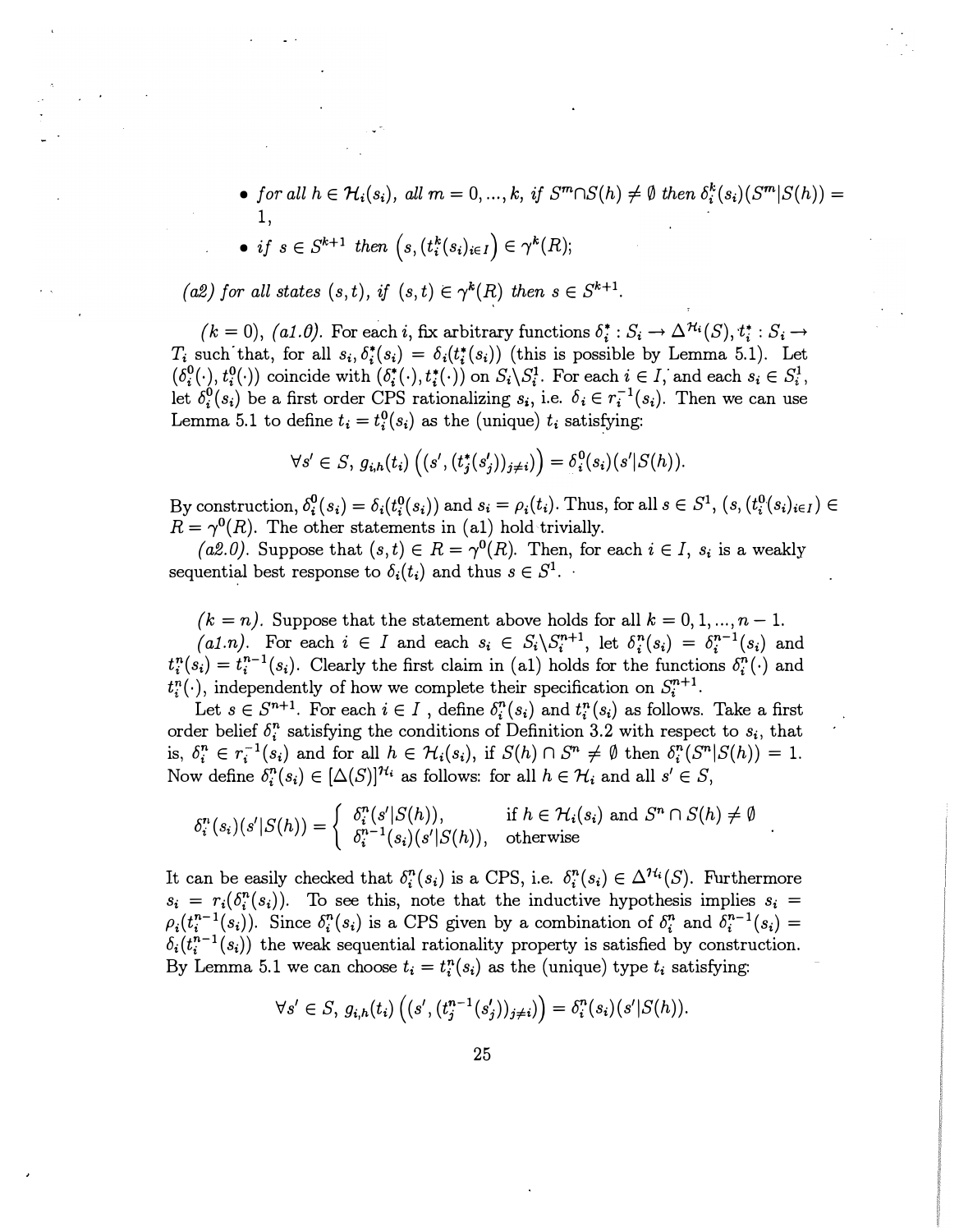- *for all $h \in \mathcal{H}_i(s_i)$, all $m = 0, ..., k$, if $S^m \cap S(h) \neq \emptyset$ then $\delta_i^k(s_i)(S^m|S(h)) = 1$,*
- *if $s \in S^{k+1}$ then $\left(s, (t_i^k(s_i))_{i \in I}\right) \in \gamma^k(R)$;*

*(a2) for all states $(s,t)$, if $(s,t) \in \gamma^k(R)$ then $s \in S^{k+1}$.*

*($k = 0$), (a1.0).* For each $i$, fix arbitrary functions $\delta_i^* : S_i \to \Delta^{\mathcal{H}_i}(S)$, $t_i^* : S_i \to T_i$ such that, for all $s_i$, $\delta_i^*(s_i) = \delta_i(t_i^*(s_i))$ (this is possible by Lemma 5.1). Let $(\delta_i^0(\cdot), t_i^0(\cdot))$ coincide with $(\delta_i^*(\cdot), t_i^*(\cdot))$ on $S_i \backslash S_i^1$. For each $i \in I$, and each $s_i \in S_i^1$, let $\delta_i^0(s_i)$ be a first order CPS rationalizing $s_i$, i.e. $\delta_i \in r_i^{-1}(s_i)$. Then we can use Lemma 5.1 to define $t_i = t_i^0(s_i)$ as the (unique) $t_i$ satisfying:

$$\forall s' \in S,\ g_{i,h}(t_i)\left((s', (t_j^*(s_j'))_{j \neq i})\right) = \delta_i^0(s_i)(s'|S(h)).$$

By construction, $\delta_i^0(s_i) = \delta_i(t_i^0(s_i))$ and $s_i = \rho_i(t_i)$. Thus, for all $s \in S^1$, $(s, (t_i^0(s_i)_{i \in I}) \in R = \gamma^0(R)$. The other statements in (a1) hold trivially.

*(a2.0).* Suppose that $(s,t) \in R = \gamma^0(R)$. Then, for each $i \in I$, $s_i$ is a weakly sequential best response to $\delta_i(t_i)$ and thus $s \in S^1$.

*($k = n$).* Suppose that the statement above holds for all $k = 0, 1, ..., n-1$.

*(a1.n).* For each $i \in I$ and each $s_i \in S_i \backslash S_i^{n+1}$, let $\delta_i^n(s_i) = \delta_i^{n-1}(s_i)$ and $t_i^n(s_i) = t_i^{n-1}(s_i)$. Clearly the first claim in (a1) holds for the functions $\delta_i^n(\cdot)$ and $t_i^n(\cdot)$, independently of how we complete their specification on $S_i^{n+1}$.

Let $s \in S^{n+1}$. For each $i \in I$, define $\delta_i^n(s_i)$ and $t_i^n(s_i)$ as follows. Take a first order belief $\delta_i^n$ satisfying the conditions of Definition 3.2 with respect to $s_i$, that is, $\delta_i^n \in r_i^{-1}(s_i)$ and for all $h \in \mathcal{H}_i(s_i)$, if $S(h) \cap S^n \neq \emptyset$ then $\delta_i^n(S^n|S(h)) = 1$. Now define $\delta_i^n(s_i) \in [\Delta(S)]^{\mathcal{H}_i}$ as follows: for all $h \in \mathcal{H}_i$ and all $s' \in S$,

$$\delta_i^n(s_i)(s'|S(h)) = \begin{cases} \delta_i^n(s'|S(h)), & \text{if } h \in \mathcal{H}_i(s_i) \text{ and } S^n \cap S(h) \neq \emptyset \\ \delta_i^{n-1}(s_i)(s'|S(h)), & \text{otherwise} \end{cases}.$$

It can be easily checked that $\delta_i^n(s_i)$ is a CPS, i.e. $\delta_i^n(s_i) \in \Delta^{\mathcal{H}_i}(S)$. Furthermore $s_i = r_i(\delta_i^n(s_i))$. To see this, note that the inductive hypothesis implies $s_i = \rho_i(t_i^{n-1}(s_i))$. Since $\delta_i^n(s_i)$ is a CPS given by a combination of $\delta_i^n$ and $\delta_i^{n-1}(s_i) = \delta_i(t_i^{n-1}(s_i))$ the weak sequential rationality property is satisfied by construction. By Lemma 5.1 we can choose $t_i = t_i^n(s_i)$ as the (unique) type $t_i$ satisfying:

$$\forall s' \in S,\ g_{i,h}(t_i)\left((s', (t_j^{n-1}(s_j'))_{j \neq i})\right) = \delta_i^n(s_i)(s'|S(h)).$$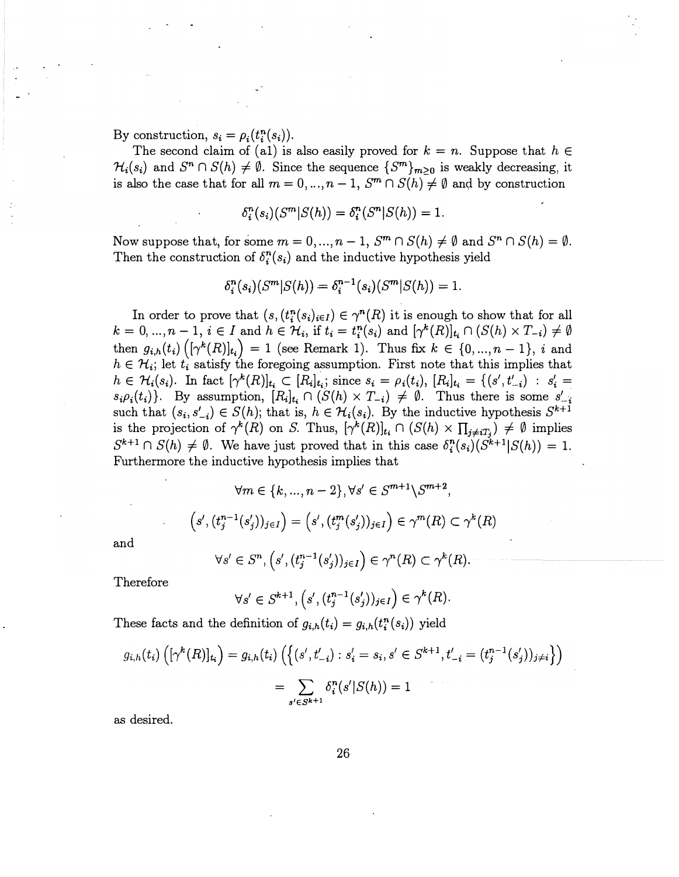By construction, $s_i = \rho_i(t_i^n(s_i))$.

The second claim of (a1) is also easily proved for $k = n$. Suppose that $h \in \mathcal{H}_i(s_i)$ and $S^n \cap S(h) \neq \emptyset$. Since the sequence $\{S^m\}_{m \geq 0}$ is weakly decreasing, it is also the case that for all $m = 0, ..., n-1$, $S^m \cap S(h) \neq \emptyset$ and by construction

$$\delta_i^n(s_i)(S^m|S(h)) = \delta_i^n(S^n|S(h)) = 1.$$

Now suppose that, for some $m = 0, ..., n-1$, $S^m \cap S(h) \neq \emptyset$ and $S^n \cap S(h) = \emptyset$. Then the construction of $\delta_i^n(s_i)$ and the inductive hypothesis yield

$$\delta_i^n(s_i)(S^m|S(h)) = \delta_i^{n-1}(s_i)(S^m|S(h)) = 1.$$

In order to prove that $(s, (t_i^n(s_i)_{i \in I}) \in \gamma^n(R)$ it is enough to show that for all $k = 0, ..., n-1$, $i \in I$ and $h \in \mathcal{H}_i$, if $t_i = t_i^n(s_i)$ and $[\gamma^k(R)]_{t_i} \cap (S(h) \times T_{-i}) \neq \emptyset$ then $g_{i,h}(t_i)\left([\gamma^k(R)]_{t_i}\right) = 1$ (see Remark 1). Thus fix $k \in \{0, ..., n-1\}$, $i$ and $h \in \mathcal{H}_i$; let $t_i$ satisfy the foregoing assumption. First note that this implies that $h \in \mathcal{H}_i(s_i)$. In fact $[\gamma^k(R)]_{t_i} \subset [R_i]_{t_i}$; since $s_i = \rho_i(t_i)$, $[R_i]_{t_i} = \{(s', t'_{-i}) : s'_i = s_i\rho_i(t_i)\}$. By assumption, $[R_i]_{t_i} \cap (S(h) \times T_{-i}) \neq \emptyset$. Thus there is some $s'_{-i}$ such that $(s_i, s'_{-i}) \in S(h)$; that is, $h \in \mathcal{H}_i(s_i)$. By the inductive hypothesis $S^{k+1}$ is the projection of $\gamma^k(R)$ on $S$. Thus, $[\gamma^k(R)]_{t_i} \cap (S(h) \times \prod_{j \neq i} T_j) \neq \emptyset$ implies $S^{k+1} \cap S(h) \neq \emptyset$. We have just proved that in this case $\delta_i^n(s_i)(S^{k+1}|S(h)) = 1$. Furthermore the inductive hypothesis implies that

$$\forall m \in \{k, ..., n-2\}, \forall s' \in S^{m+1} \backslash S^{m+2},$$

$$\left(s', (t_j^{n-1}(s'_j))_{j \in I}\right) = \left(s', (t_j^m(s'_j))_{j \in I}\right) \in \gamma^m(R) \subset \gamma^k(R)$$

and

$$\forall s' \in S^n, \left(s', (t_j^{n-1}(s'_j))_{j \in I}\right) \in \gamma^n(R) \subset \gamma^k(R).$$

Therefore

$$\forall s' \in S^{k+1}, \left(s', (t_j^{n-1}(s'_j))_{j \in I}\right) \in \gamma^k(R).$$

These facts and the definition of $g_{i,h}(t_i) = g_{i,h}(t_i^n(s_i))$ yield

$$g_{i,h}(t_i)\left([\gamma^k(R)]_{t_i}\right) = g_{i,h}(t_i)\left(\{(s', t'_{-i}) : s'_i = s_i, s' \in S^{k+1}, t'_{-i} = (t_j^{n-1}(s'_j))_{j \neq i}\}\right)$$

$$= \sum_{s' \in S^{k+1}} \delta_i^n(s'|S(h)) = 1$$

as desired.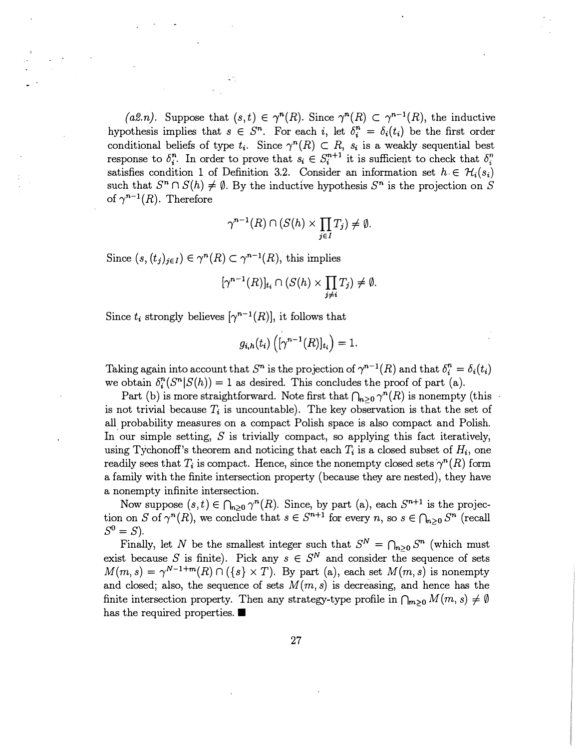*(a2.n)*. Suppose that $(s,t) \in \gamma^n(R)$. Since $\gamma^n(R) \subset \gamma^{n-1}(R)$, the inductive hypothesis implies that $s \in S^n$. For each $i$, let $\delta_i^n = \delta_i(t_i)$ be the first order conditional beliefs of type $t_i$. Since $\gamma^n(R) \subset R$, $s_i$ is a weakly sequential best response to $\delta_i^n$. In order to prove that $s_i \in S_i^{n+1}$ it is sufficient to check that $\delta_i^n$ satisfies condition 1 of Definition 3.2. Consider an information set $h \in \mathcal{H}_i(s_i)$ such that $S^n \cap S(h) \neq \emptyset$. By the inductive hypothesis $S^n$ is the projection on $S$ of $\gamma^{n-1}(R)$. Therefore

$$\gamma^{n-1}(R) \cap (S(h) \times \prod_{j \in I} T_j) \neq \emptyset.$$

Since $(s, (t_j)_{j \in I}) \in \gamma^n(R) \subset \gamma^{n-1}(R)$, this implies

$$[\gamma^{n-1}(R)]_{t_i} \cap (S(h) \times \prod_{j \neq i} T_j) \neq \emptyset.$$

Since $t_i$ strongly believes $[\gamma^{n-1}(R)]$, it follows that

$$g_{i,h}(t_i)\left([\gamma^{n-1}(R)]_{t_i}\right) = 1.$$

Taking again into account that $S^n$ is the projection of $\gamma^{n-1}(R)$ and that $\delta_i^n = \delta_i(t_i)$ we obtain $\delta_i^n(S^n|S(h)) = 1$ as desired. This concludes the proof of part (a).

Part (b) is more straightforward. Note first that $\bigcap_{n \geq 0} \gamma^n(R)$ is nonempty (this is not trivial because $T_i$ is uncountable). The key observation is that the set of all probability measures on a compact Polish space is also compact and Polish. In our simple setting, $S$ is trivially compact, so applying this fact iteratively, using Tychonoff's theorem and noticing that each $T_i$ is a closed subset of $H_i$, one readily sees that $T_i$ is compact. Hence, since the nonempty closed sets $\gamma^n(R)$ form a family with the finite intersection property (because they are nested), they have a nonempty infinite intersection.

Now suppose $(s,t) \in \bigcap_{n \geq 0} \gamma^n(R)$. Since, by part (a), each $S^{n+1}$ is the projection on $S$ of $\gamma^n(R)$, we conclude that $s \in S^{n+1}$ for every $n$, so $s \in \bigcap_{n \geq 0} S^n$ (recall $S^0 = S$).

Finally, let $N$ be the smallest integer such that $S^N = \bigcap_{n \geq 0} S^n$ (which must exist because $S$ is finite). Pick any $s \in S^N$ and consider the sequence of sets $M(m,s) = \gamma^{N-1+m}(R) \cap (\{s\} \times T)$. By part (a), each set $M(m,s)$ is nonempty and closed; also, the sequence of sets $M(m,s)$ is decreasing, and hence has the finite intersection property. Then any strategy-type profile in $\bigcap_{m \geq 0} M(m,s) \neq \emptyset$ has the required properties. ∎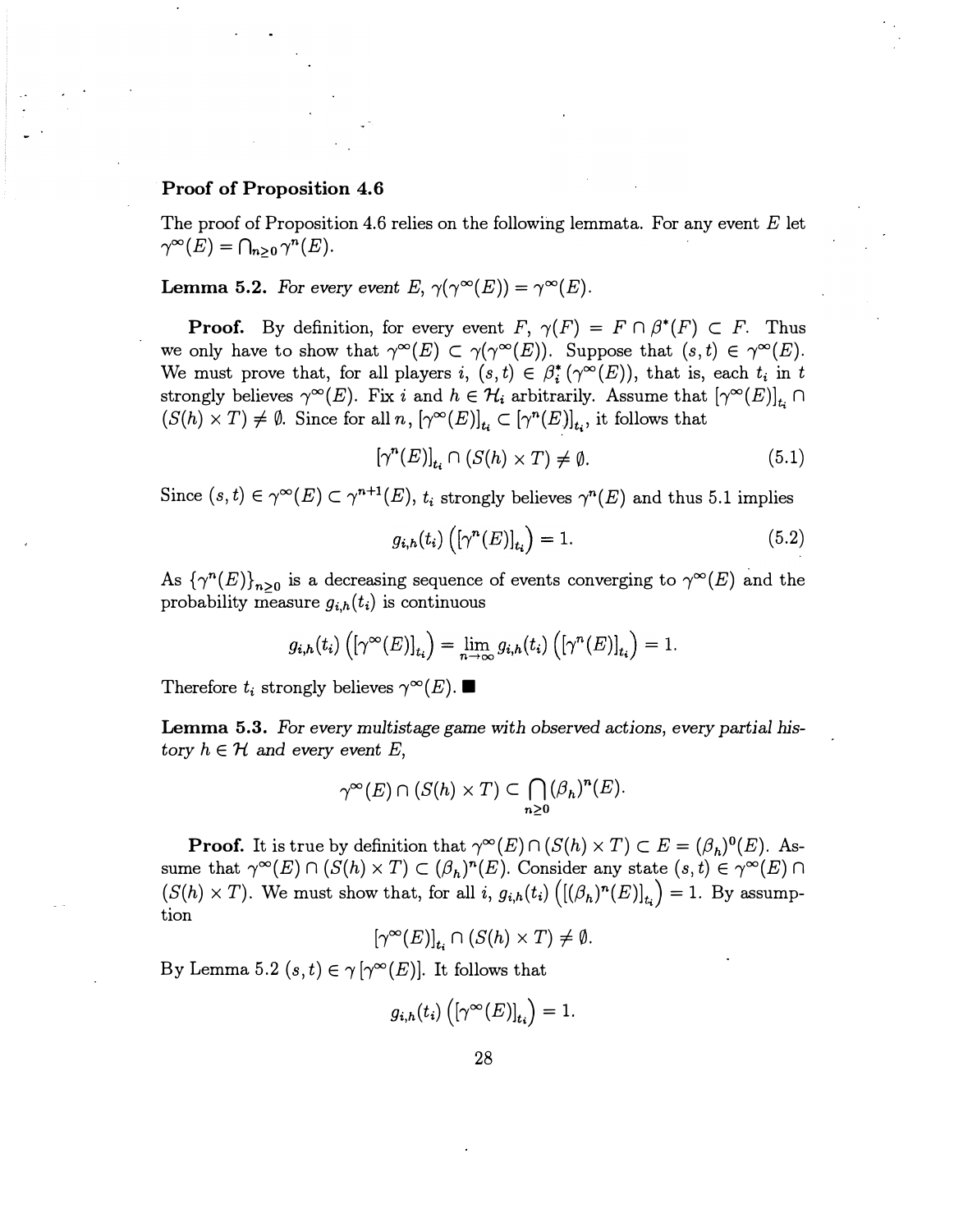### Proof of Proposition 4.6

The proof of Proposition 4.6 relies on the following lemmata. For any event $E$ let $\gamma^\infty(E) = \bigcap_{n\geq 0} \gamma^n(E)$.

**Lemma 5.2.** *For every event $E$, $\gamma(\gamma^\infty(E)) = \gamma^\infty(E)$.*

**Proof.** By definition, for every event $F$, $\gamma(F) = F \cap \beta^*(F) \subset F$. Thus we only have to show that $\gamma^\infty(E) \subset \gamma(\gamma^\infty(E))$. Suppose that $(s,t) \in \gamma^\infty(E)$. We must prove that, for all players $i$, $(s,t) \in \beta_i^*(\gamma^\infty(E))$, that is, each $t_i$ in $t$ strongly believes $\gamma^\infty(E)$. Fix $i$ and $h \in \mathcal{H}_i$ arbitrarily. Assume that $[\gamma^\infty(E)]_{t_i} \cap (S(h) \times T) \neq \emptyset$. Since for all $n$, $[\gamma^\infty(E)]_{t_i} \subset [\gamma^n(E)]_{t_i}$, it follows that

$$[\gamma^n(E)]_{t_i} \cap (S(h) \times T) \neq \emptyset. \tag{5.1}$$

Since $(s,t) \in \gamma^\infty(E) \subset \gamma^{n+1}(E)$, $t_i$ strongly believes $\gamma^n(E)$ and thus 5.1 implies

$$g_{i,h}(t_i)\left([\gamma^n(E)]_{t_i}\right) = 1. \tag{5.2}$$

As $\{\gamma^n(E)\}_{n\geq 0}$ is a decreasing sequence of events converging to $\gamma^\infty(E)$ and the probability measure $g_{i,h}(t_i)$ is continuous

$$g_{i,h}(t_i)\left([\gamma^\infty(E)]_{t_i}\right) = \lim_{n\to\infty} g_{i,h}(t_i)\left([\gamma^n(E)]_{t_i}\right) = 1.$$

Therefore $t_i$ strongly believes $\gamma^\infty(E)$. ■

**Lemma 5.3.** *For every multistage game with observed actions, every partial history $h \in \mathcal{H}$ and every event $E$,*

$$\gamma^\infty(E) \cap (S(h) \times T) \subset \bigcap_{n\geq 0} (\beta_h)^n(E).$$

**Proof.** It is true by definition that $\gamma^\infty(E) \cap (S(h) \times T) \subset E = (\beta_h)^0(E)$. Assume that $\gamma^\infty(E) \cap (S(h) \times T) \subset (\beta_h)^n(E)$. Consider any state $(s,t) \in \gamma^\infty(E) \cap (S(h) \times T)$. We must show that, for all $i$, $g_{i,h}(t_i)\left([(\beta_h)^n(E)]_{t_i}\right) = 1$. By assumption

$$[\gamma^\infty(E)]_{t_i} \cap (S(h) \times T) \neq \emptyset.$$

By Lemma 5.2 $(s,t) \in \gamma\left[\gamma^\infty(E)\right]$. It follows that

$$g_{i,h}(t_i)\left([\gamma^\infty(E)]_{t_i}\right) = 1.$$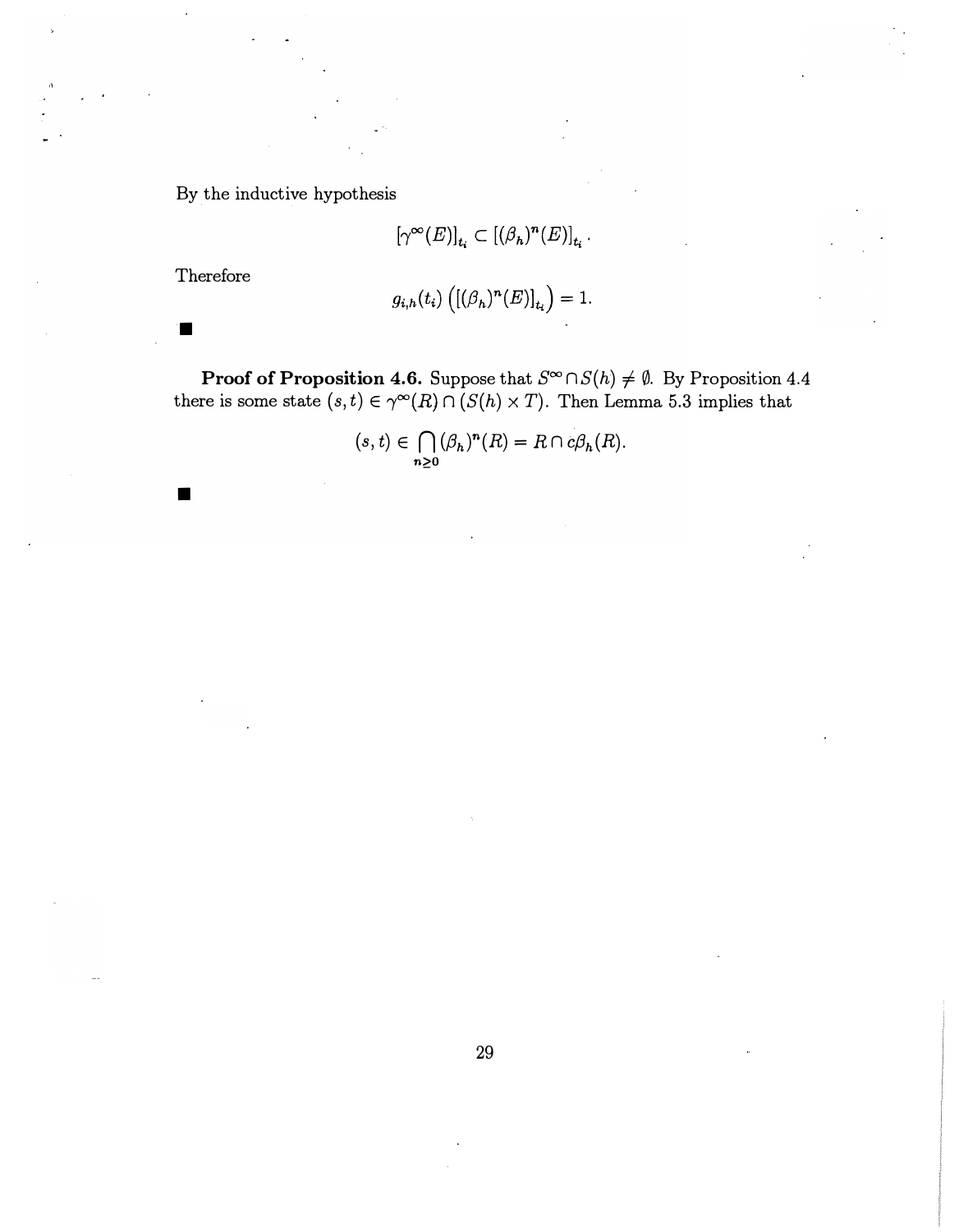By the inductive hypothesis

$$[\gamma^{\infty}(E)]_{t_i} \subset [(\beta_h)^n(E)]_{t_i}.$$

Therefore

$$g_{i,h}(t_i)\left([(\beta_h)^n(E)]_{t_i}\right) = 1.$$

■

**Proof of Proposition 4.6.** Suppose that $S^{\infty} \cap S(h) \neq \emptyset$. By Proposition 4.4 there is some state $(s,t) \in \gamma^{\infty}(R) \cap (S(h) \times T)$. Then Lemma 5.3 implies that

$$(s,t) \in \bigcap_{n \geq 0} (\beta_h)^n(R) = R \cap c\beta_h(R).$$

■